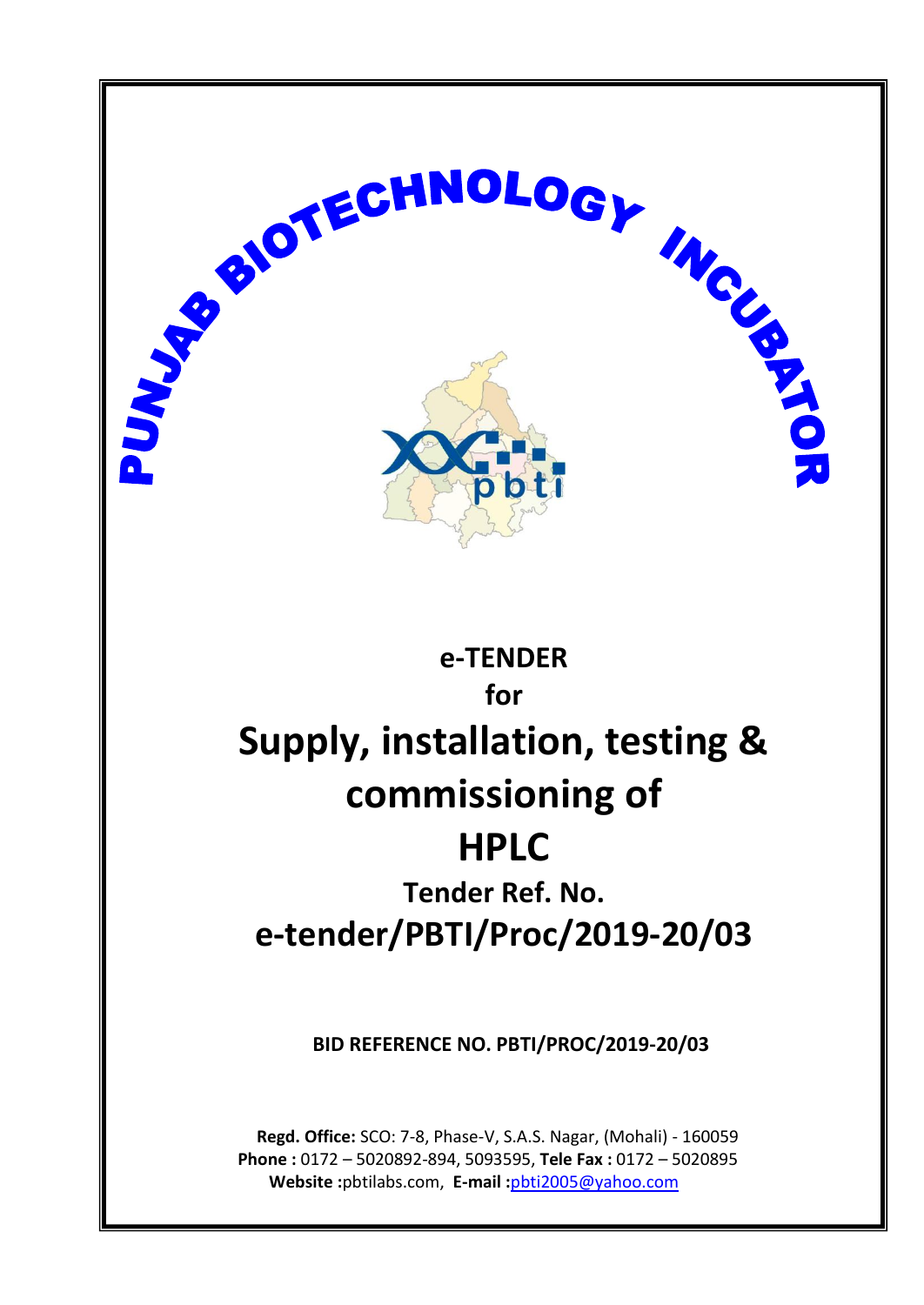# PUNJAB BIOTECHNOLOGY INCUBATOR

pbti

**e-TENDER**

**for**

# Supply, installation, testing & commissioning of HPLC

## Tender Ref. No. e-tender/PBTI/Proc/2019-20/03

**BID REFERENCE NO. PBTI/PROC/2019-20/03**

**Regd. Office:** SCO: 7-8, Phase-V, S.A.S. Nagar, (Mohali) - 160059
**Phone :** 0172 – 5020892-894, 5093595, **Tele Fax :** 0172 – 5020895
**Website :**pbtilabs.com, **E-mail :**pbti2005@yahoo.com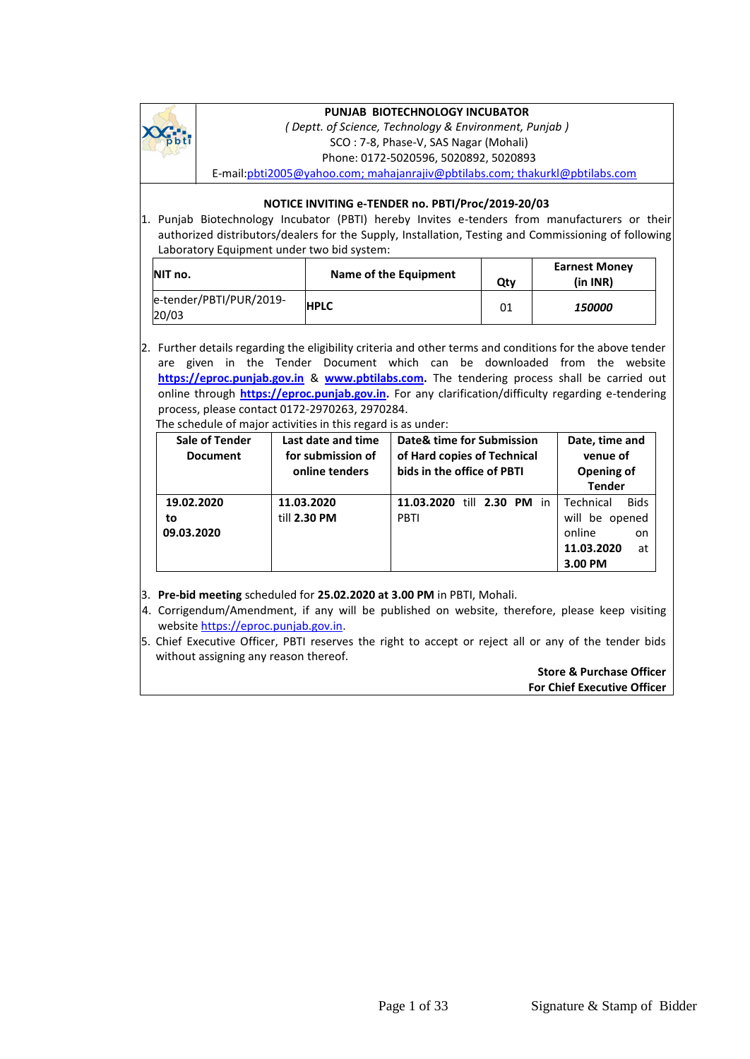**PUNJAB BIOTECHNOLOGY INCUBATOR**

*( Deptt. of Science, Technology & Environment, Punjab )*

SCO : 7-8, Phase-V, SAS Nagar (Mohali)

Phone: 0172-5020596, 5020892, 5020893

E-mail:pbti2005@yahoo.com; mahajanrajiv@pbtilabs.com; thakurkl@pbtilabs.com

**NOTICE INVITING e-TENDER no. PBTI/Proc/2019-20/03**

1. Punjab Biotechnology Incubator (PBTI) hereby Invites e-tenders from manufacturers or their authorized distributors/dealers for the Supply, Installation, Testing and Commissioning of following Laboratory Equipment under two bid system:

| NIT no. | Name of the Equipment | Qty | Earnest Money (in INR) |
|---|---|---|---|
| e-tender/PBTI/PUR/2019-20/03 | **HPLC** | 01 | ***150000*** |

2. Further details regarding the eligibility criteria and other terms and conditions for the above tender are given in the Tender Document which can be downloaded from the website **https://eproc.punjab.gov.in** & **www.pbtilabs.com.** The tendering process shall be carried out online through **https://eproc.punjab.gov.in.** For any clarification/difficulty regarding e-tendering process, please contact 0172-2970263, 2970284.

The schedule of major activities in this regard is as under:

| Sale of Tender Document | Last date and time for submission of online tenders | Date& time for Submission of Hard copies of Technical bids in the office of PBTI | Date, time and venue of Opening of Tender |
|---|---|---|---|
| **19.02.2020 to 09.03.2020** | **11.03.2020** till **2.30 PM** | **11.03.2020** till **2.30 PM** in PBTI | Technical Bids will be opened online on **11.03.2020** at **3.00 PM** |

3. **Pre-bid meeting** scheduled for **25.02.2020 at 3.00 PM** in PBTI, Mohali.
4. Corrigendum/Amendment, if any will be published on website, therefore, please keep visiting website https://eproc.punjab.gov.in.
5. Chief Executive Officer, PBTI reserves the right to accept or reject all or any of the tender bids without assigning any reason thereof.

**Store & Purchase Officer**
**For Chief Executive Officer**

Signature & Stamp of Bidder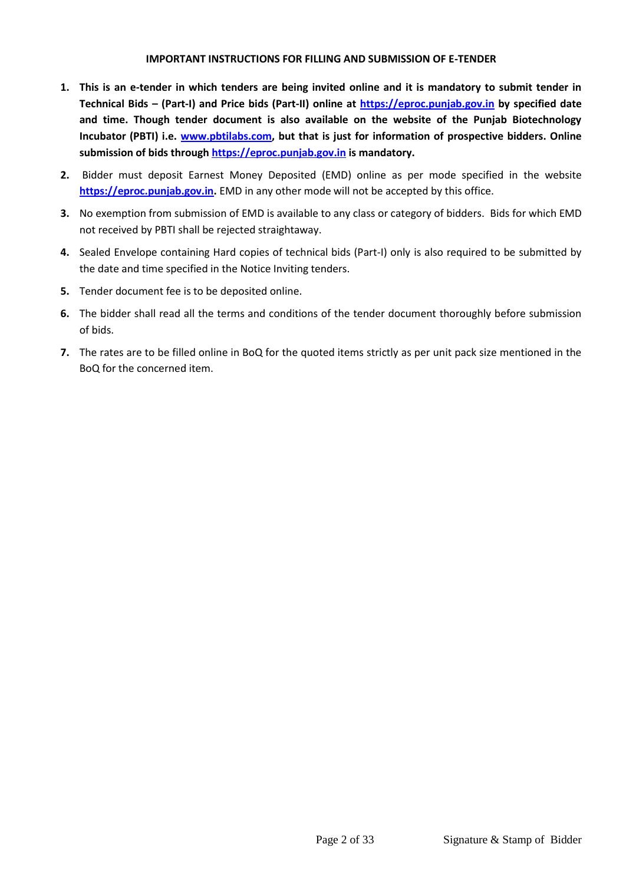**IMPORTANT INSTRUCTIONS FOR FILLING AND SUBMISSION OF E-TENDER**

1. **This is an e-tender in which tenders are being invited online and it is mandatory to submit tender in Technical Bids – (Part-I) and Price bids (Part-II) online at https://eproc.punjab.gov.in by specified date and time. Though tender document is also available on the website of the Punjab Biotechnology Incubator (PBTI) i.e. www.pbtilabs.com, but that is just for information of prospective bidders. Online submission of bids through https://eproc.punjab.gov.in is mandatory.**
2. Bidder must deposit Earnest Money Deposited (EMD) online as per mode specified in the website **https://eproc.punjab.gov.in.** EMD in any other mode will not be accepted by this office.
3. No exemption from submission of EMD is available to any class or category of bidders. Bids for which EMD not received by PBTI shall be rejected straightaway.
4. Sealed Envelope containing Hard copies of technical bids (Part-I) only is also required to be submitted by the date and time specified in the Notice Inviting tenders.
5. Tender document fee is to be deposited online.
6. The bidder shall read all the terms and conditions of the tender document thoroughly before submission of bids.
7. The rates are to be filled online in BoQ for the quoted items strictly as per unit pack size mentioned in the BoQ for the concerned item.

Signature & Stamp of Bidder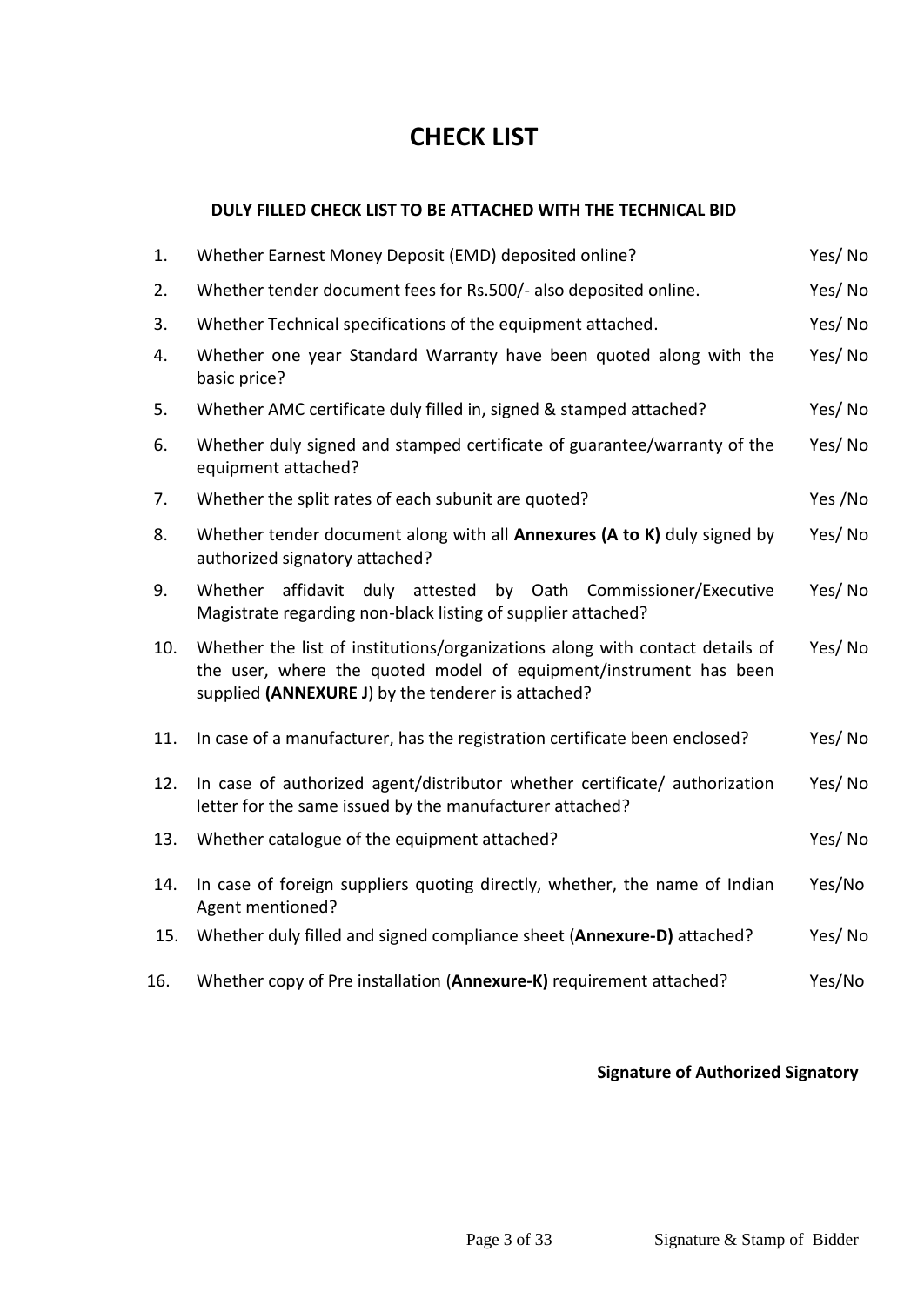# CHECK LIST

**DULY FILLED CHECK LIST TO BE ATTACHED WITH THE TECHNICAL BID**

| | | |
|---|---|---|
| 1. | Whether Earnest Money Deposit (EMD) deposited online? | Yes/ No |
| 2. | Whether tender document fees for Rs.500/- also deposited online. | Yes/ No |
| 3. | Whether Technical specifications of the equipment attached. | Yes/ No |
| 4. | Whether one year Standard Warranty have been quoted along with the basic price? | Yes/ No |
| 5. | Whether AMC certificate duly filled in, signed & stamped attached? | Yes/ No |
| 6. | Whether duly signed and stamped certificate of guarantee/warranty of the equipment attached? | Yes/ No |
| 7. | Whether the split rates of each subunit are quoted? | Yes /No |
| 8. | Whether tender document along with all **Annexures (A to K)** duly signed by authorized signatory attached? | Yes/ No |
| 9. | Whether affidavit duly attested by Oath Commissioner/Executive Magistrate regarding non-black listing of supplier attached? | Yes/ No |
| 10. | Whether the list of institutions/organizations along with contact details of the user, where the quoted model of equipment/instrument has been supplied **(ANNEXURE J**) by the tenderer is attached? | Yes/ No |
| 11. | In case of a manufacturer, has the registration certificate been enclosed? | Yes/ No |
| 12. | In case of authorized agent/distributor whether certificate/ authorization letter for the same issued by the manufacturer attached? | Yes/ No |
| 13. | Whether catalogue of the equipment attached? | Yes/ No |
| 14. | In case of foreign suppliers quoting directly, whether, the name of Indian Agent mentioned? | Yes/No |
| 15. | Whether duly filled and signed compliance sheet (**Annexure-D)** attached? | Yes/ No |
| 16. | Whether copy of Pre installation (**Annexure-K)** requirement attached? | Yes/No |

**Signature of Authorized Signatory**

Signature & Stamp of Bidder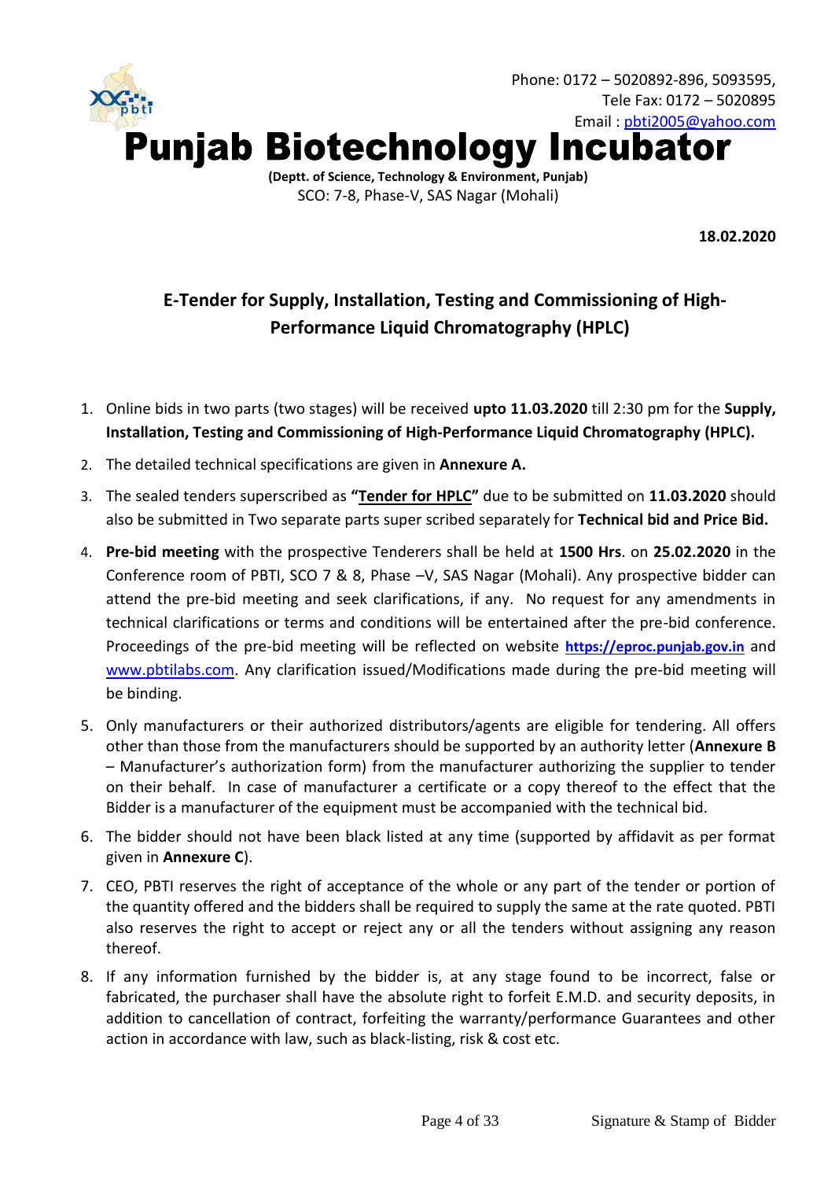Phone: 0172 – 5020892-896, 5093595,
Tele Fax: 0172 – 5020895
Email : pbti2005@yahoo.com

# Punjab Biotechnology Incubator

**(Deptt. of Science, Technology & Environment, Punjab)**
SCO: 7-8, Phase-V, SAS Nagar (Mohali)

**18.02.2020**

## E-Tender for Supply, Installation, Testing and Commissioning of High-Performance Liquid Chromatography (HPLC)

1. Online bids in two parts (two stages) will be received **upto 11.03.2020** till 2:30 pm for the **Supply, Installation, Testing and Commissioning of High-Performance Liquid Chromatography (HPLC).**
2. The detailed technical specifications are given in **Annexure A.**
3. The sealed tenders superscribed as **"Tender for HPLC"** due to be submitted on **11.03.2020** should also be submitted in Two separate parts super scribed separately for **Technical bid and Price Bid.**
4. **Pre-bid meeting** with the prospective Tenderers shall be held at **1500 Hrs**. on **25.02.2020** in the Conference room of PBTI, SCO 7 & 8, Phase –V, SAS Nagar (Mohali). Any prospective bidder can attend the pre-bid meeting and seek clarifications, if any. No request for any amendments in technical clarifications or terms and conditions will be entertained after the pre-bid conference. Proceedings of the pre-bid meeting will be reflected on website **https://eproc.punjab.gov.in** and www.pbtilabs.com. Any clarification issued/Modifications made during the pre-bid meeting will be binding.
5. Only manufacturers or their authorized distributors/agents are eligible for tendering. All offers other than those from the manufacturers should be supported by an authority letter (**Annexure B** – Manufacturer's authorization form) from the manufacturer authorizing the supplier to tender on their behalf. In case of manufacturer a certificate or a copy thereof to the effect that the Bidder is a manufacturer of the equipment must be accompanied with the technical bid.
6. The bidder should not have been black listed at any time (supported by affidavit as per format given in **Annexure C**).
7. CEO, PBTI reserves the right of acceptance of the whole or any part of the tender or portion of the quantity offered and the bidders shall be required to supply the same at the rate quoted. PBTI also reserves the right to accept or reject any or all the tenders without assigning any reason thereof.
8. If any information furnished by the bidder is, at any stage found to be incorrect, false or fabricated, the purchaser shall have the absolute right to forfeit E.M.D. and security deposits, in addition to cancellation of contract, forfeiting the warranty/performance Guarantees and other action in accordance with law, such as black-listing, risk & cost etc.

Signature & Stamp of Bidder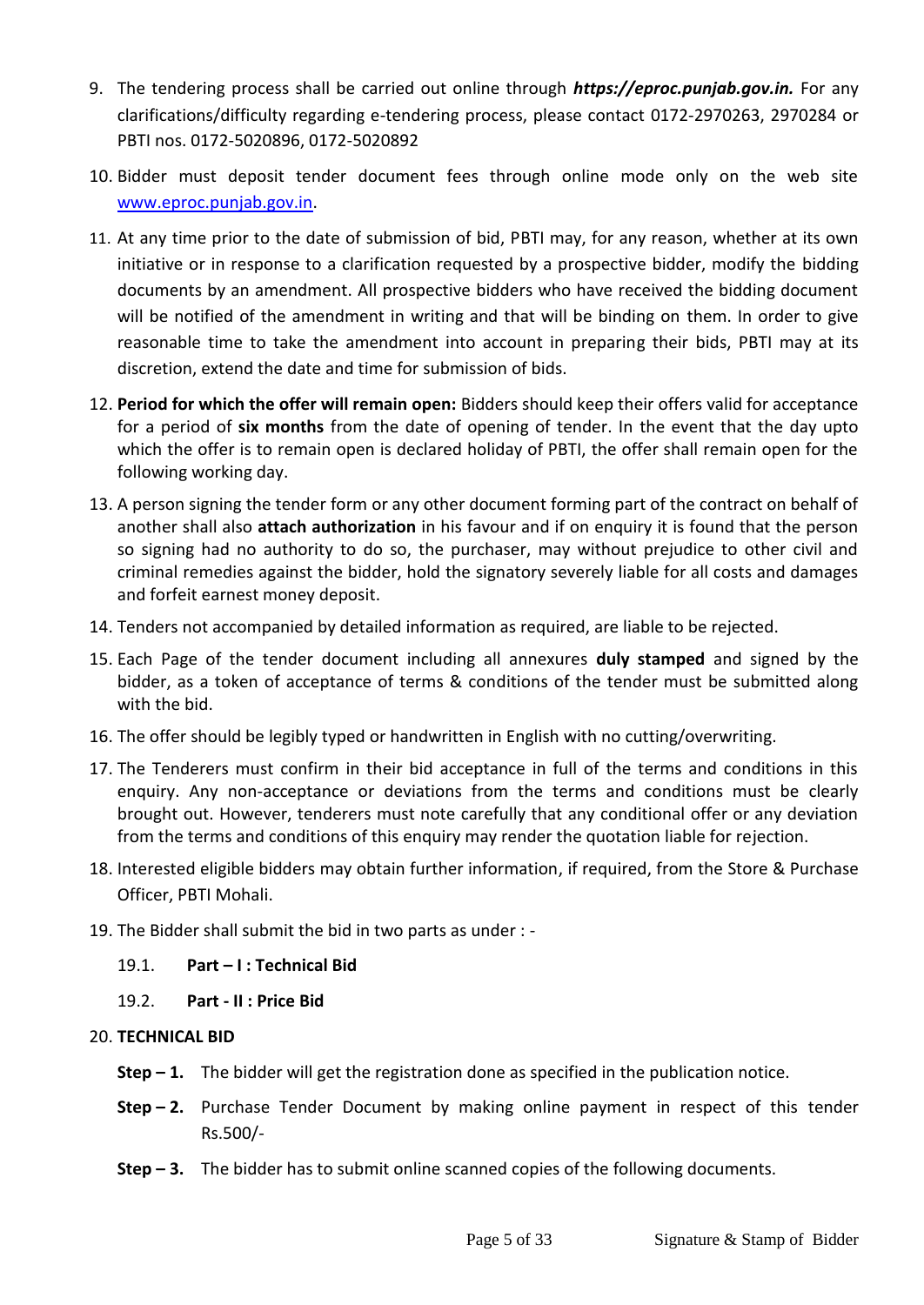9. The tendering process shall be carried out online through ***https://eproc.punjab.gov.in.*** For any clarifications/difficulty regarding e-tendering process, please contact 0172-2970263, 2970284 or PBTI nos. 0172-5020896, 0172-5020892

10. Bidder must deposit tender document fees through online mode only on the web site [www.eproc.punjab.gov.in](http://www.eproc.punjab.gov.in).

11. At any time prior to the date of submission of bid, PBTI may, for any reason, whether at its own initiative or in response to a clarification requested by a prospective bidder, modify the bidding documents by an amendment. All prospective bidders who have received the bidding document will be notified of the amendment in writing and that will be binding on them. In order to give reasonable time to take the amendment into account in preparing their bids, PBTI may at its discretion, extend the date and time for submission of bids.

12. **Period for which the offer will remain open:** Bidders should keep their offers valid for acceptance for a period of **six months** from the date of opening of tender. In the event that the day upto which the offer is to remain open is declared holiday of PBTI, the offer shall remain open for the following working day.

13. A person signing the tender form or any other document forming part of the contract on behalf of another shall also **attach authorization** in his favour and if on enquiry it is found that the person so signing had no authority to do so, the purchaser, may without prejudice to other civil and criminal remedies against the bidder, hold the signatory severely liable for all costs and damages and forfeit earnest money deposit.

14. Tenders not accompanied by detailed information as required, are liable to be rejected.

15. Each Page of the tender document including all annexures **duly stamped** and signed by the bidder, as a token of acceptance of terms & conditions of the tender must be submitted along with the bid.

16. The offer should be legibly typed or handwritten in English with no cutting/overwriting.

17. The Tenderers must confirm in their bid acceptance in full of the terms and conditions in this enquiry. Any non-acceptance or deviations from the terms and conditions must be clearly brought out. However, tenderers must note carefully that any conditional offer or any deviation from the terms and conditions of this enquiry may render the quotation liable for rejection.

18. Interested eligible bidders may obtain further information, if required, from the Store & Purchase Officer, PBTI Mohali.

19. The Bidder shall submit the bid in two parts as under : -

    19.1. **Part – I : Technical Bid**

    19.2. **Part - II : Price Bid**

20. **TECHNICAL BID**

    **Step – 1.** The bidder will get the registration done as specified in the publication notice.

    **Step – 2.** Purchase Tender Document by making online payment in respect of this tender Rs.500/-

    **Step – 3.** The bidder has to submit online scanned copies of the following documents.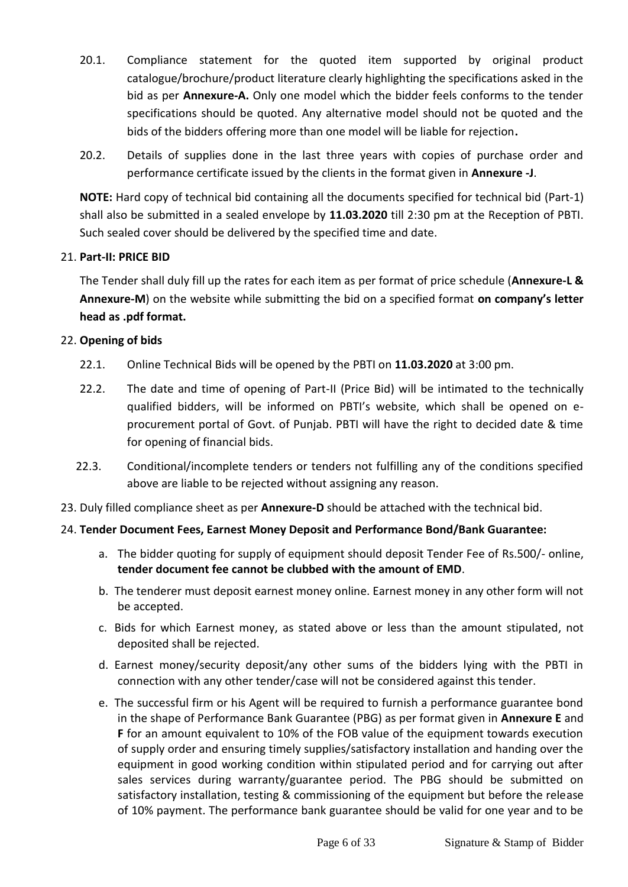20.1. Compliance statement for the quoted item supported by original product catalogue/brochure/product literature clearly highlighting the specifications asked in the bid as per **Annexure-A.** Only one model which the bidder feels conforms to the tender specifications should be quoted. Any alternative model should not be quoted and the bids of the bidders offering more than one model will be liable for rejection**.**

20.2. Details of supplies done in the last three years with copies of purchase order and performance certificate issued by the clients in the format given in **Annexure -J**.

**NOTE:** Hard copy of technical bid containing all the documents specified for technical bid (Part-1) shall also be submitted in a sealed envelope by **11.03.2020** till 2:30 pm at the Reception of PBTI. Such sealed cover should be delivered by the specified time and date.

21. **Part-II: PRICE BID**

The Tender shall duly fill up the rates for each item as per format of price schedule (**Annexure-L & Annexure-M**) on the website while submitting the bid on a specified format **on company's letter head as .pdf format.**

22. **Opening of bids**

22.1. Online Technical Bids will be opened by the PBTI on **11.03.2020** at 3:00 pm.

22.2. The date and time of opening of Part-II (Price Bid) will be intimated to the technically qualified bidders, will be informed on PBTI's website, which shall be opened on e-procurement portal of Govt. of Punjab. PBTI will have the right to decided date & time for opening of financial bids.

22.3. Conditional/incomplete tenders or tenders not fulfilling any of the conditions specified above are liable to be rejected without assigning any reason.

23. Duly filled compliance sheet as per **Annexure-D** should be attached with the technical bid.

24. **Tender Document Fees, Earnest Money Deposit and Performance Bond/Bank Guarantee:**

a. The bidder quoting for supply of equipment should deposit Tender Fee of Rs.500/- online, **tender document fee cannot be clubbed with the amount of EMD**.

b. The tenderer must deposit earnest money online. Earnest money in any other form will not be accepted.

c. Bids for which Earnest money, as stated above or less than the amount stipulated, not deposited shall be rejected.

d. Earnest money/security deposit/any other sums of the bidders lying with the PBTI in connection with any other tender/case will not be considered against this tender.

e. The successful firm or his Agent will be required to furnish a performance guarantee bond in the shape of Performance Bank Guarantee (PBG) as per format given in **Annexure E** and **F** for an amount equivalent to 10% of the FOB value of the equipment towards execution of supply order and ensuring timely supplies/satisfactory installation and handing over the equipment in good working condition within stipulated period and for carrying out after sales services during warranty/guarantee period. The PBG should be submitted on satisfactory installation, testing & commissioning of the equipment but before the release of 10% payment. The performance bank guarantee should be valid for one year and to be

Signature & Stamp of Bidder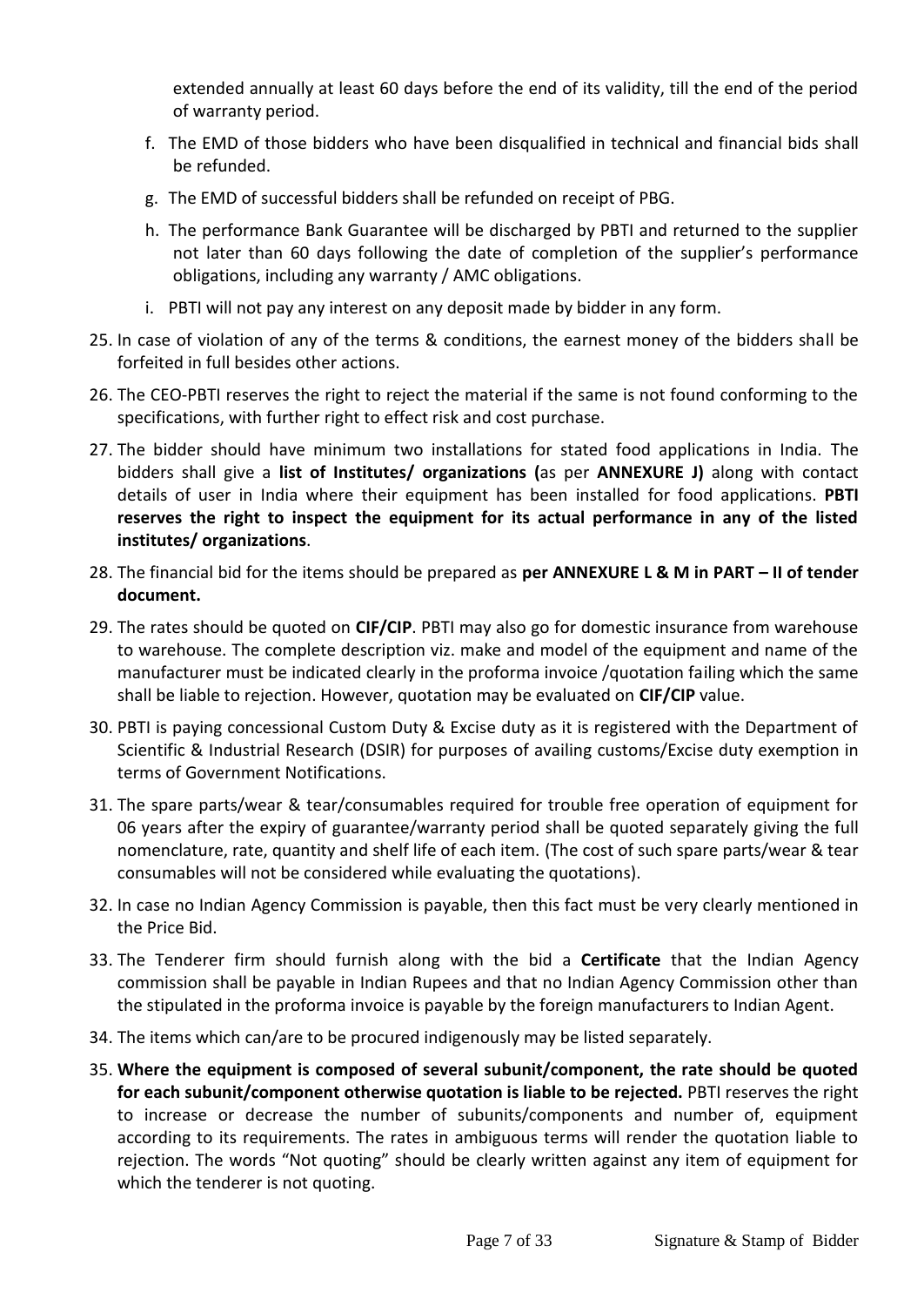extended annually at least 60 days before the end of its validity, till the end of the period of warranty period.

f. The EMD of those bidders who have been disqualified in technical and financial bids shall be refunded.

g. The EMD of successful bidders shall be refunded on receipt of PBG.

h. The performance Bank Guarantee will be discharged by PBTI and returned to the supplier not later than 60 days following the date of completion of the supplier's performance obligations, including any warranty / AMC obligations.

i. PBTI will not pay any interest on any deposit made by bidder in any form.

25. In case of violation of any of the terms & conditions, the earnest money of the bidders shall be forfeited in full besides other actions.

26. The CEO-PBTI reserves the right to reject the material if the same is not found conforming to the specifications, with further right to effect risk and cost purchase.

27. The bidder should have minimum two installations for stated food applications in India. The bidders shall give a **list of Institutes/ organizations (**as per **ANNEXURE J)** along with contact details of user in India where their equipment has been installed for food applications. **PBTI reserves the right to inspect the equipment for its actual performance in any of the listed institutes/ organizations**.

28. The financial bid for the items should be prepared as **per ANNEXURE L & M in PART – II of tender document.**

29. The rates should be quoted on **CIF/CIP**. PBTI may also go for domestic insurance from warehouse to warehouse. The complete description viz. make and model of the equipment and name of the manufacturer must be indicated clearly in the proforma invoice /quotation failing which the same shall be liable to rejection. However, quotation may be evaluated on **CIF/CIP** value.

30. PBTI is paying concessional Custom Duty & Excise duty as it is registered with the Department of Scientific & Industrial Research (DSIR) for purposes of availing customs/Excise duty exemption in terms of Government Notifications.

31. The spare parts/wear & tear/consumables required for trouble free operation of equipment for 06 years after the expiry of guarantee/warranty period shall be quoted separately giving the full nomenclature, rate, quantity and shelf life of each item. (The cost of such spare parts/wear & tear consumables will not be considered while evaluating the quotations).

32. In case no Indian Agency Commission is payable, then this fact must be very clearly mentioned in the Price Bid.

33. The Tenderer firm should furnish along with the bid a **Certificate** that the Indian Agency commission shall be payable in Indian Rupees and that no Indian Agency Commission other than the stipulated in the proforma invoice is payable by the foreign manufacturers to Indian Agent.

34. The items which can/are to be procured indigenously may be listed separately.

35. **Where the equipment is composed of several subunit/component, the rate should be quoted for each subunit/component otherwise quotation is liable to be rejected.** PBTI reserves the right to increase or decrease the number of subunits/components and number of, equipment according to its requirements. The rates in ambiguous terms will render the quotation liable to rejection. The words "Not quoting" should be clearly written against any item of equipment for which the tenderer is not quoting.

Signature & Stamp of Bidder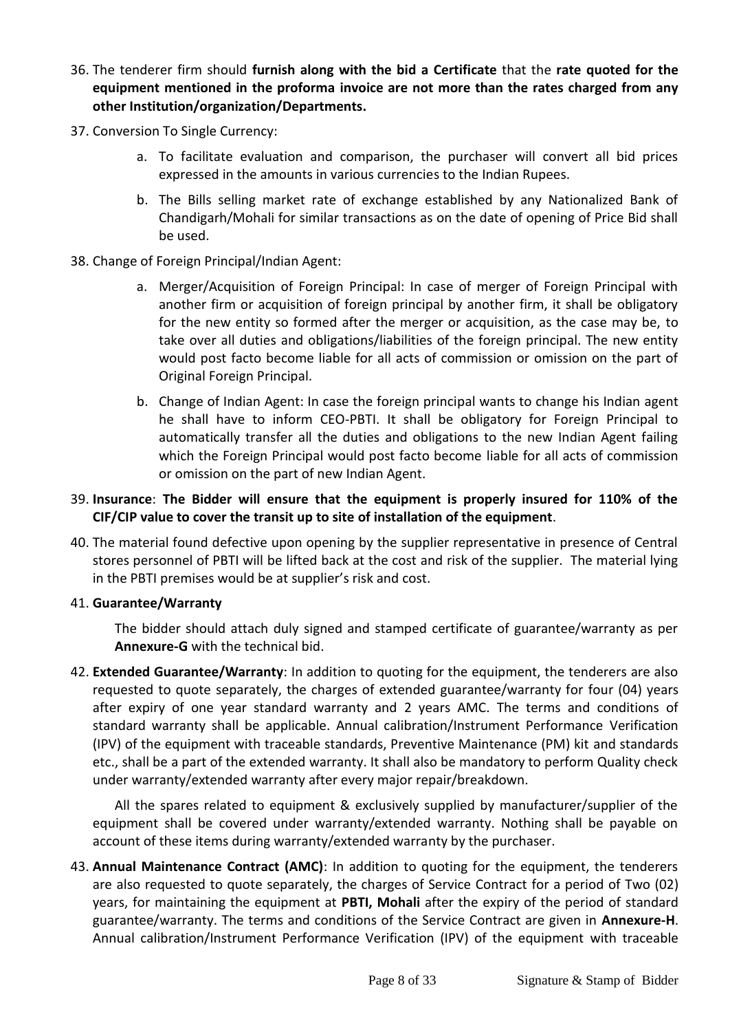36. The tenderer firm should **furnish along with the bid a Certificate** that the **rate quoted for the equipment mentioned in the proforma invoice are not more than the rates charged from any other Institution/organization/Departments.**

37. Conversion To Single Currency:

    a. To facilitate evaluation and comparison, the purchaser will convert all bid prices expressed in the amounts in various currencies to the Indian Rupees.

    b. The Bills selling market rate of exchange established by any Nationalized Bank of Chandigarh/Mohali for similar transactions as on the date of opening of Price Bid shall be used.

38. Change of Foreign Principal/Indian Agent:

    a. Merger/Acquisition of Foreign Principal: In case of merger of Foreign Principal with another firm or acquisition of foreign principal by another firm, it shall be obligatory for the new entity so formed after the merger or acquisition, as the case may be, to take over all duties and obligations/liabilities of the foreign principal. The new entity would post facto become liable for all acts of commission or omission on the part of Original Foreign Principal.

    b. Change of Indian Agent: In case the foreign principal wants to change his Indian agent he shall have to inform CEO-PBTI. It shall be obligatory for Foreign Principal to automatically transfer all the duties and obligations to the new Indian Agent failing which the Foreign Principal would post facto become liable for all acts of commission or omission on the part of new Indian Agent.

39. **Insurance**: **The Bidder will ensure that the equipment is properly insured for 110% of the CIF/CIP value to cover the transit up to site of installation of the equipment**.

40. The material found defective upon opening by the supplier representative in presence of Central stores personnel of PBTI will be lifted back at the cost and risk of the supplier. The material lying in the PBTI premises would be at supplier's risk and cost.

41. **Guarantee/Warranty**

    The bidder should attach duly signed and stamped certificate of guarantee/warranty as per **Annexure-G** with the technical bid.

42. **Extended Guarantee/Warranty**: In addition to quoting for the equipment, the tenderers are also requested to quote separately, the charges of extended guarantee/warranty for four (04) years after expiry of one year standard warranty and 2 years AMC. The terms and conditions of standard warranty shall be applicable. Annual calibration/Instrument Performance Verification (IPV) of the equipment with traceable standards, Preventive Maintenance (PM) kit and standards etc., shall be a part of the extended warranty. It shall also be mandatory to perform Quality check under warranty/extended warranty after every major repair/breakdown.

    All the spares related to equipment & exclusively supplied by manufacturer/supplier of the equipment shall be covered under warranty/extended warranty. Nothing shall be payable on account of these items during warranty/extended warranty by the purchaser.

43. **Annual Maintenance Contract (AMC)**: In addition to quoting for the equipment, the tenderers are also requested to quote separately, the charges of Service Contract for a period of Two (02) years, for maintaining the equipment at **PBTI, Mohali** after the expiry of the period of standard guarantee/warranty. The terms and conditions of the Service Contract are given in **Annexure-H**. Annual calibration/Instrument Performance Verification (IPV) of the equipment with traceable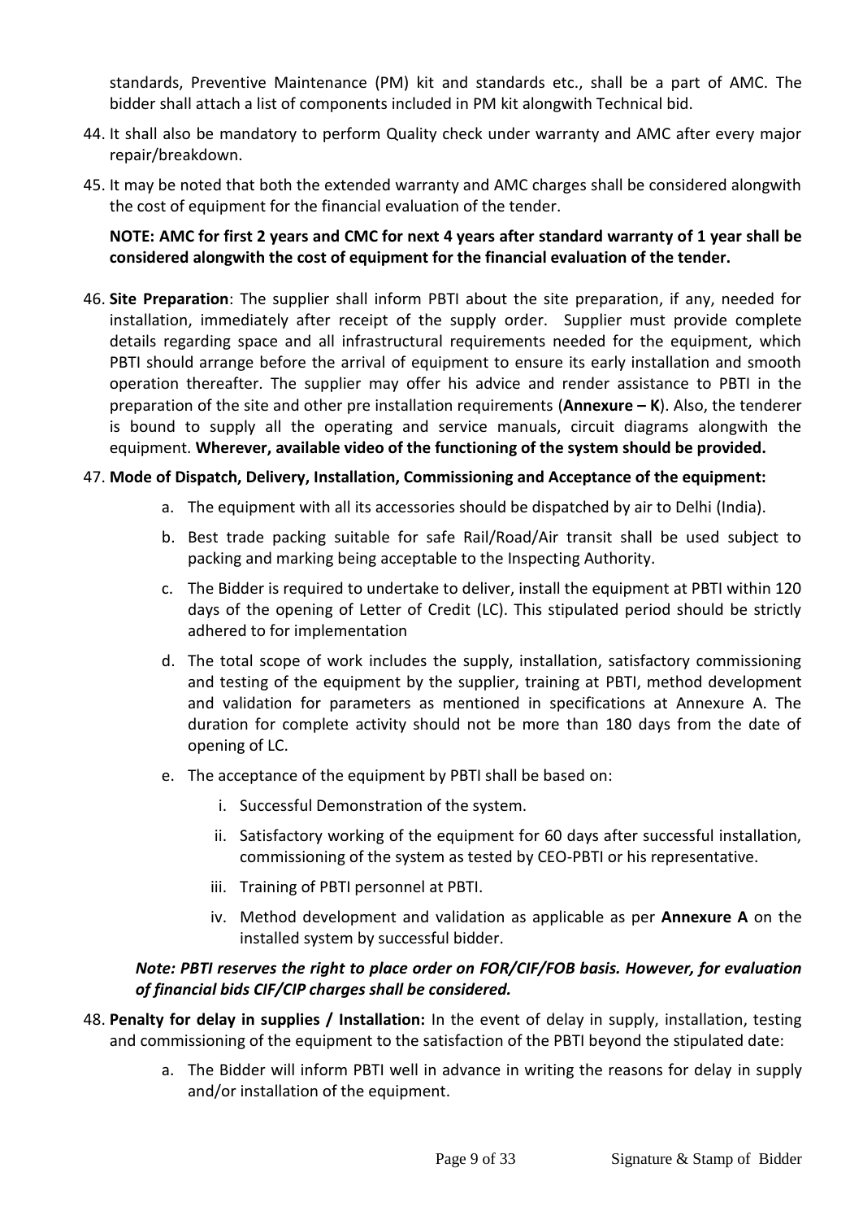standards, Preventive Maintenance (PM) kit and standards etc., shall be a part of AMC. The bidder shall attach a list of components included in PM kit alongwith Technical bid.

44. It shall also be mandatory to perform Quality check under warranty and AMC after every major repair/breakdown.

45. It may be noted that both the extended warranty and AMC charges shall be considered alongwith the cost of equipment for the financial evaluation of the tender.

    **NOTE: AMC for first 2 years and CMC for next 4 years after standard warranty of 1 year shall be considered alongwith the cost of equipment for the financial evaluation of the tender.**

46. **Site Preparation**: The supplier shall inform PBTI about the site preparation, if any, needed for installation, immediately after receipt of the supply order. Supplier must provide complete details regarding space and all infrastructural requirements needed for the equipment, which PBTI should arrange before the arrival of equipment to ensure its early installation and smooth operation thereafter. The supplier may offer his advice and render assistance to PBTI in the preparation of the site and other pre installation requirements (**Annexure – K**). Also, the tenderer is bound to supply all the operating and service manuals, circuit diagrams alongwith the equipment. **Wherever, available video of the functioning of the system should be provided.**

47. **Mode of Dispatch, Delivery, Installation, Commissioning and Acceptance of the equipment:**

    a. The equipment with all its accessories should be dispatched by air to Delhi (India).

    b. Best trade packing suitable for safe Rail/Road/Air transit shall be used subject to packing and marking being acceptable to the Inspecting Authority.

    c. The Bidder is required to undertake to deliver, install the equipment at PBTI within 120 days of the opening of Letter of Credit (LC). This stipulated period should be strictly adhered to for implementation

    d. The total scope of work includes the supply, installation, satisfactory commissioning and testing of the equipment by the supplier, training at PBTI, method development and validation for parameters as mentioned in specifications at Annexure A. The duration for complete activity should not be more than 180 days from the date of opening of LC.

    e. The acceptance of the equipment by PBTI shall be based on:

        i. Successful Demonstration of the system.

        ii. Satisfactory working of the equipment for 60 days after successful installation, commissioning of the system as tested by CEO-PBTI or his representative.

        iii. Training of PBTI personnel at PBTI.

        iv. Method development and validation as applicable as per **Annexure A** on the installed system by successful bidder.

    ***Note: PBTI reserves the right to place order on FOR/CIF/FOB basis. However, for evaluation of financial bids CIF/CIP charges shall be considered.***

48. **Penalty for delay in supplies / Installation:** In the event of delay in supply, installation, testing and commissioning of the equipment to the satisfaction of the PBTI beyond the stipulated date:

    a. The Bidder will inform PBTI well in advance in writing the reasons for delay in supply and/or installation of the equipment.

Signature & Stamp of Bidder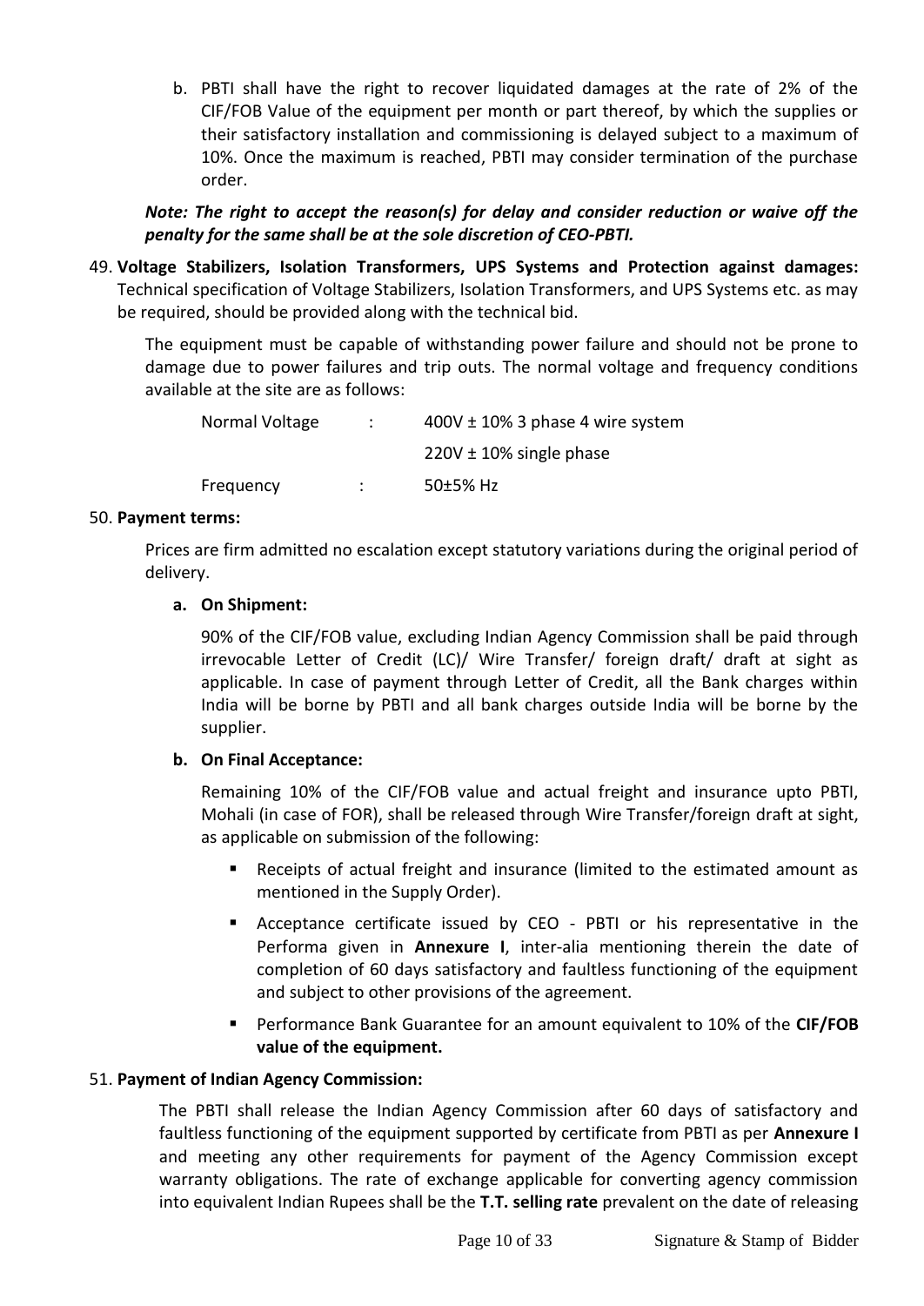b. PBTI shall have the right to recover liquidated damages at the rate of 2% of the CIF/FOB Value of the equipment per month or part thereof, by which the supplies or their satisfactory installation and commissioning is delayed subject to a maximum of 10%. Once the maximum is reached, PBTI may consider termination of the purchase order.

***Note: The right to accept the reason(s) for delay and consider reduction or waive off the penalty for the same shall be at the sole discretion of CEO-PBTI.***

49. **Voltage Stabilizers, Isolation Transformers, UPS Systems and Protection against damages:** Technical specification of Voltage Stabilizers, Isolation Transformers, and UPS Systems etc. as may be required, should be provided along with the technical bid.

    The equipment must be capable of withstanding power failure and should not be prone to damage due to power failures and trip outs. The normal voltage and frequency conditions available at the site are as follows:

    | | | |
    |---|---|---|
    | Normal Voltage | : | 400V ± 10% 3 phase 4 wire system |
    | | | 220V ± 10% single phase |
    | Frequency | : | 50±5% Hz |

50. **Payment terms:**

    Prices are firm admitted no escalation except statutory variations during the original period of delivery.

    **a. On Shipment:**

    90% of the CIF/FOB value, excluding Indian Agency Commission shall be paid through irrevocable Letter of Credit (LC)/ Wire Transfer/ foreign draft/ draft at sight as applicable. In case of payment through Letter of Credit, all the Bank charges within India will be borne by PBTI and all bank charges outside India will be borne by the supplier.

    **b. On Final Acceptance:**

    Remaining 10% of the CIF/FOB value and actual freight and insurance upto PBTI, Mohali (in case of FOR), shall be released through Wire Transfer/foreign draft at sight, as applicable on submission of the following:

    - Receipts of actual freight and insurance (limited to the estimated amount as mentioned in the Supply Order).
    - Acceptance certificate issued by CEO - PBTI or his representative in the Performa given in **Annexure I**, inter-alia mentioning therein the date of completion of 60 days satisfactory and faultless functioning of the equipment and subject to other provisions of the agreement.
    - Performance Bank Guarantee for an amount equivalent to 10% of the **CIF/FOB value of the equipment.**

51. **Payment of Indian Agency Commission:**

    The PBTI shall release the Indian Agency Commission after 60 days of satisfactory and faultless functioning of the equipment supported by certificate from PBTI as per **Annexure I** and meeting any other requirements for payment of the Agency Commission except warranty obligations. The rate of exchange applicable for converting agency commission into equivalent Indian Rupees shall be the **T.T. selling rate** prevalent on the date of releasing

Signature & Stamp of Bidder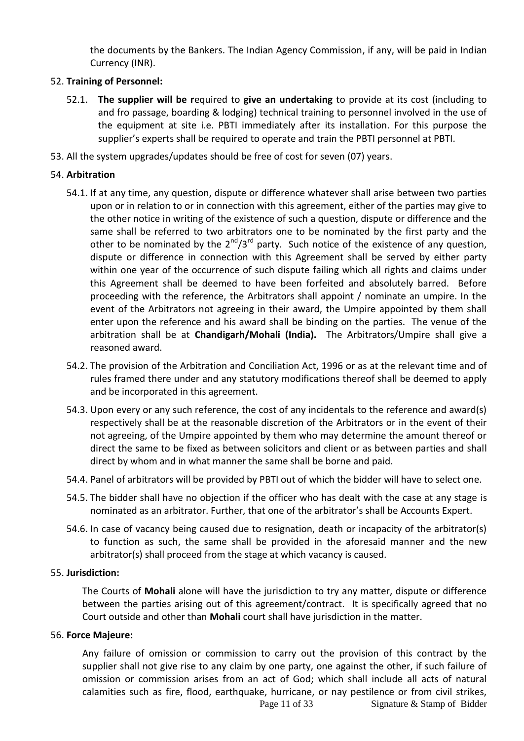the documents by the Bankers. The Indian Agency Commission, if any, will be paid in Indian Currency (INR).

52. **Training of Personnel:**

    52.1. **The supplier will be r**equired to **give an undertaking** to provide at its cost (including to and fro passage, boarding & lodging) technical training to personnel involved in the use of the equipment at site i.e. PBTI immediately after its installation. For this purpose the supplier's experts shall be required to operate and train the PBTI personnel at PBTI.

53. All the system upgrades/updates should be free of cost for seven (07) years.

54. **Arbitration**

    54.1. If at any time, any question, dispute or difference whatever shall arise between two parties upon or in relation to or in connection with this agreement, either of the parties may give to the other notice in writing of the existence of such a question, dispute or difference and the same shall be referred to two arbitrators one to be nominated by the first party and the other to be nominated by the 2nd/3rd party. Such notice of the existence of any question, dispute or difference in connection with this Agreement shall be served by either party within one year of the occurrence of such dispute failing which all rights and claims under this Agreement shall be deemed to have been forfeited and absolutely barred. Before proceeding with the reference, the Arbitrators shall appoint / nominate an umpire. In the event of the Arbitrators not agreeing in their award, the Umpire appointed by them shall enter upon the reference and his award shall be binding on the parties. The venue of the arbitration shall be at **Chandigarh/Mohali (India).** The Arbitrators/Umpire shall give a reasoned award.

    54.2. The provision of the Arbitration and Conciliation Act, 1996 or as at the relevant time and of rules framed there under and any statutory modifications thereof shall be deemed to apply and be incorporated in this agreement.

    54.3. Upon every or any such reference, the cost of any incidentals to the reference and award(s) respectively shall be at the reasonable discretion of the Arbitrators or in the event of their not agreeing, of the Umpire appointed by them who may determine the amount thereof or direct the same to be fixed as between solicitors and client or as between parties and shall direct by whom and in what manner the same shall be borne and paid.

    54.4. Panel of arbitrators will be provided by PBTI out of which the bidder will have to select one.

    54.5. The bidder shall have no objection if the officer who has dealt with the case at any stage is nominated as an arbitrator. Further, that one of the arbitrator's shall be Accounts Expert.

    54.6. In case of vacancy being caused due to resignation, death or incapacity of the arbitrator(s) to function as such, the same shall be provided in the aforesaid manner and the new arbitrator(s) shall proceed from the stage at which vacancy is caused.

55. **Jurisdiction:**

    The Courts of **Mohali** alone will have the jurisdiction to try any matter, dispute or difference between the parties arising out of this agreement/contract. It is specifically agreed that no Court outside and other than **Mohali** court shall have jurisdiction in the matter.

56. **Force Majeure:**

    Any failure of omission or commission to carry out the provision of this contract by the supplier shall not give rise to any claim by one party, one against the other, if such failure of omission or commission arises from an act of God; which shall include all acts of natural calamities such as fire, flood, earthquake, hurricane, or nay pestilence or from civil strikes,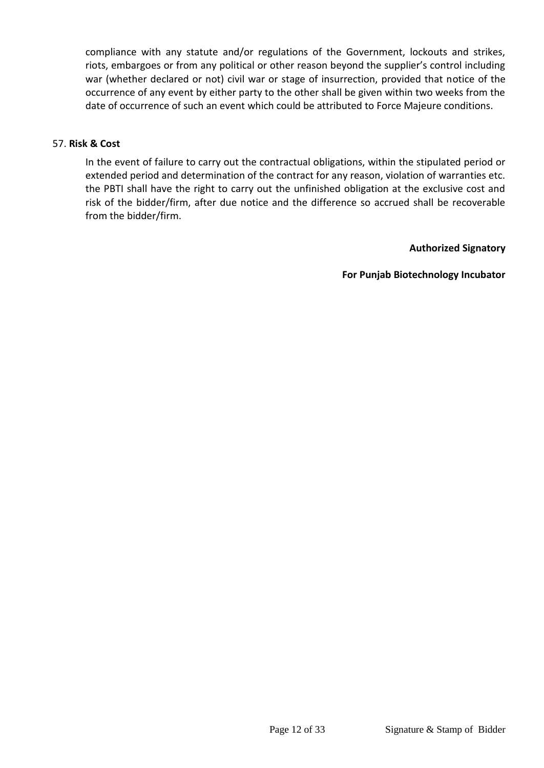compliance with any statute and/or regulations of the Government, lockouts and strikes, riots, embargoes or from any political or other reason beyond the supplier's control including war (whether declared or not) civil war or stage of insurrection, provided that notice of the occurrence of any event by either party to the other shall be given within two weeks from the date of occurrence of such an event which could be attributed to Force Majeure conditions.

57. **Risk & Cost**

In the event of failure to carry out the contractual obligations, within the stipulated period or extended period and determination of the contract for any reason, violation of warranties etc. the PBTI shall have the right to carry out the unfinished obligation at the exclusive cost and risk of the bidder/firm, after due notice and the difference so accrued shall be recoverable from the bidder/firm.

**Authorized Signatory**

**For Punjab Biotechnology Incubator**

Signature & Stamp of Bidder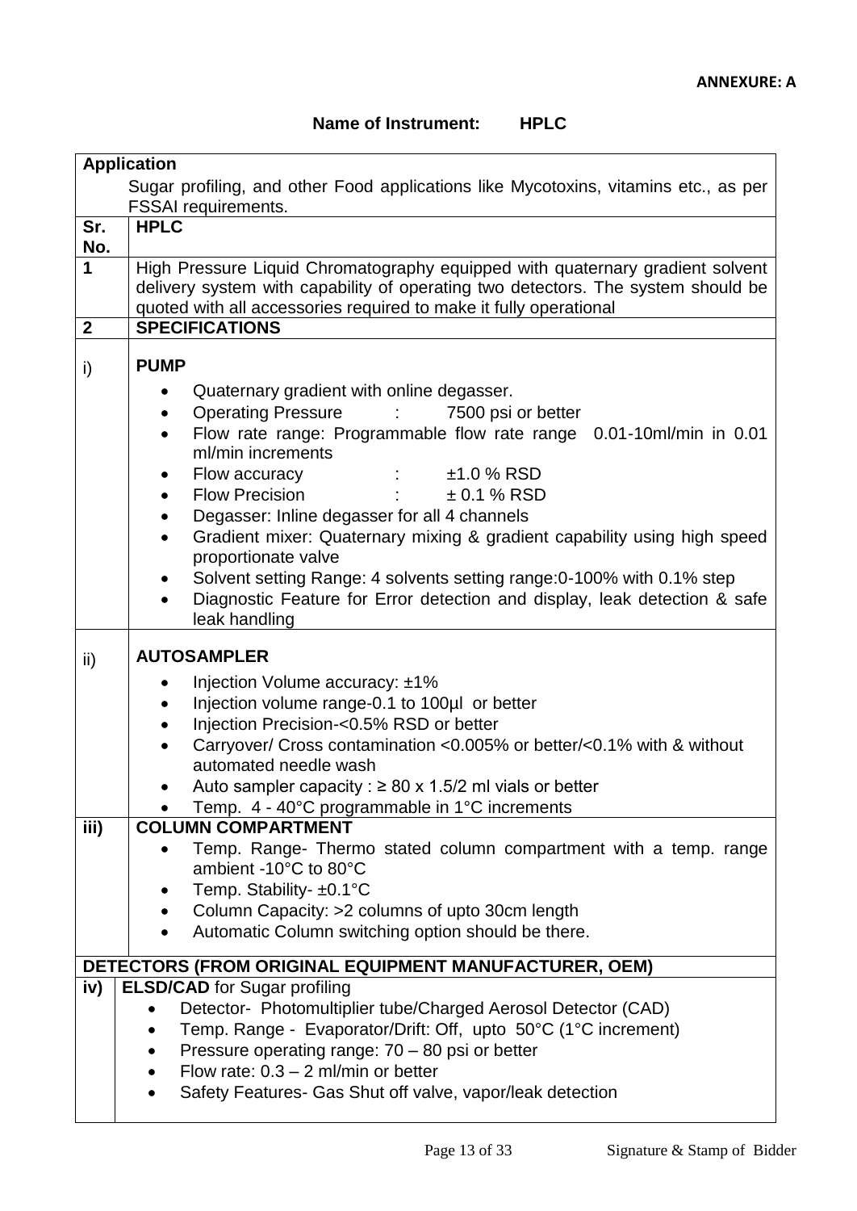**ANNEXURE: A**

**Name of Instrument: HPLC**

| **Application** | |
|---|---|
| | Sugar profiling, and other Food applications like Mycotoxins, vitamins etc., as per FSSAI requirements. |
| **Sr. No.** | **HPLC** |
| **1** | High Pressure Liquid Chromatography equipped with quaternary gradient solvent delivery system with capability of operating two detectors. The system should be quoted with all accessories required to make it fully operational |
| **2** | **SPECIFICATIONS** |
| i) | **PUMP**<br>• Quaternary gradient with online degasser.<br>• Operating Pressure : 7500 psi or better<br>• Flow rate range: Programmable flow rate range 0.01-10ml/min in 0.01 ml/min increments<br>• Flow accuracy : ±1.0 % RSD<br>• Flow Precision : ± 0.1 % RSD<br>• Degasser: Inline degasser for all 4 channels<br>• Gradient mixer: Quaternary mixing & gradient capability using high speed proportionate valve<br>• Solvent setting Range: 4 solvents setting range:0-100% with 0.1% step<br>• Diagnostic Feature for Error detection and display, leak detection & safe leak handling |
| ii) | **AUTOSAMPLER**<br>• Injection Volume accuracy: ±1%<br>• Injection volume range-0.1 to 100µl or better<br>• Injection Precision-<0.5% RSD or better<br>• Carryover/ Cross contamination <0.005% or better/<0.1% with & without automated needle wash<br>• Auto sampler capacity : ≥ 80 x 1.5/2 ml vials or better<br>• Temp. 4 - 40°C programmable in 1°C increments |
| **iii)** | **COLUMN COMPARTMENT**<br>• Temp. Range- Thermo stated column compartment with a temp. range ambient -10°C to 80°C<br>• Temp. Stability- ±0.1°C<br>• Column Capacity: >2 columns of upto 30cm length<br>• Automatic Column switching option should be there. |
| **DETECTORS (FROM ORIGINAL EQUIPMENT MANUFACTURER, OEM)** | |
| **iv)** | **ELSD/CAD** for Sugar profiling<br>• Detector- Photomultiplier tube/Charged Aerosol Detector (CAD)<br>• Temp. Range - Evaporator/Drift: Off, upto 50°C (1°C increment)<br>• Pressure operating range: 70 – 80 psi or better<br>• Flow rate: 0.3 – 2 ml/min or better<br>• Safety Features- Gas Shut off valve, vapor/leak detection |

Signature & Stamp of Bidder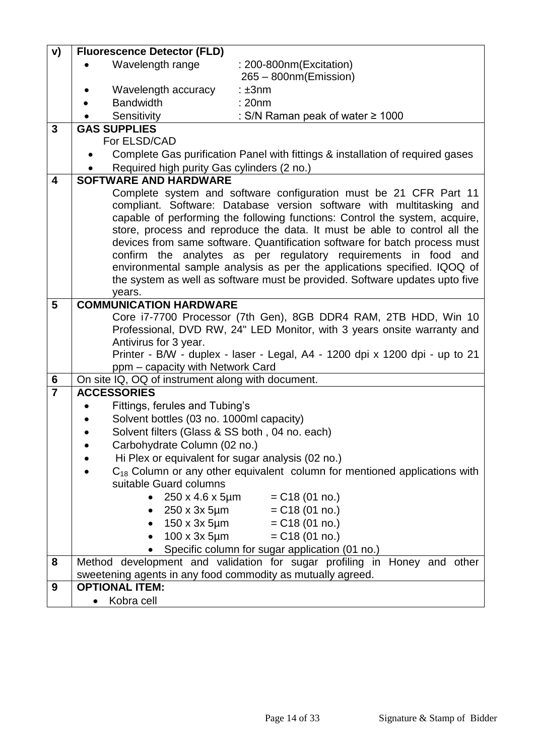| | |
|---|---|
| **v)** | **Fluorescence Detector (FLD)**<br>• Wavelength range : 200-800nm(Excitation) 265 – 800nm(Emission)<br>• Wavelength accuracy : ±3nm<br>• Bandwidth : 20nm<br>• Sensitivity : S/N Raman peak of water ≥ 1000 |
| **3** | **GAS SUPPLIES**<br>For ELSD/CAD<br>• Complete Gas purification Panel with fittings & installation of required gases<br>• Required high purity Gas cylinders (2 no.) |
| **4** | **SOFTWARE AND HARDWARE**<br>Complete system and software configuration must be 21 CFR Part 11 compliant. Software: Database version software with multitasking and capable of performing the following functions: Control the system, acquire, store, process and reproduce the data. It must be able to control all the devices from same software. Quantification software for batch process must confirm the analytes as per regulatory requirements in food and environmental sample analysis as per the applications specified. IQOQ of the system as well as software must be provided. Software updates upto five years. |
| **5** | **COMMUNICATION HARDWARE**<br>Core i7-7700 Processor (7th Gen), 8GB DDR4 RAM, 2TB HDD, Win 10 Professional, DVD RW, 24" LED Monitor, with 3 years onsite warranty and Antivirus for 3 year.<br>Printer - B/W - duplex - laser - Legal, A4 - 1200 dpi x 1200 dpi - up to 21 ppm – capacity with Network Card |
| **6** | On site IQ, OQ of instrument along with document. |
| **7** | **ACCESSORIES**<br>• Fittings, ferules and Tubing's<br>• Solvent bottles (03 no. 1000ml capacity)<br>• Solvent filters (Glass & SS both , 04 no. each)<br>• Carbohydrate Column (02 no.)<br>• Hi Plex or equivalent for sugar analysis (02 no.)<br>• $C_{18}$ Column or any other equivalent column for mentioned applications with suitable Guard columns<br>  • 250 x 4.6 x 5µm = C18 (01 no.)<br>  • 250 x 3x 5µm = C18 (01 no.)<br>  • 150 x 3x 5µm = C18 (01 no.)<br>  • 100 x 3x 5µm = C18 (01 no.)<br>  • Specific column for sugar application (01 no.) |
| **8** | Method development and validation for sugar profiling in Honey and other sweetening agents in any food commodity as mutually agreed. |
| **9** | **OPTIONAL ITEM:**<br>• Kobra cell |

Signature & Stamp of Bidder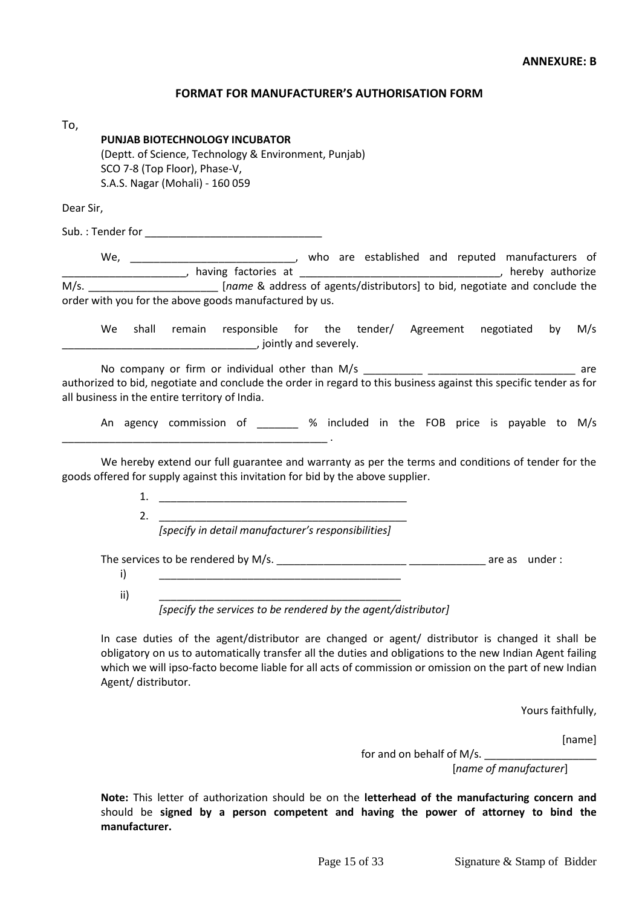**ANNEXURE: B**

## FORMAT FOR MANUFACTURER'S AUTHORISATION FORM

To,

**PUNJAB BIOTECHNOLOGY INCUBATOR**
(Deptt. of Science, Technology & Environment, Punjab)
SCO 7-8 (Top Floor), Phase-V,
S.A.S. Nagar (Mohali) - 160 059

Dear Sir,

Sub. : Tender for ______________________________

We, ____________________________, who are established and reputed manufacturers of _____________________, having factories at __________________________________, hereby authorize M/s. ______________________ [*name* & address of agents/distributors] to bid, negotiate and conclude the order with you for the above goods manufactured by us.

We shall remain responsible for the tender/ Agreement negotiated by M/s _________________________________, jointly and severely.

No company or firm or individual other than M/s __________ _________________________ are authorized to bid, negotiate and conclude the order in regard to this business against this specific tender as for all business in the entire territory of India.

An agency commission of _______ % included in the FOB price is payable to M/s ____________________________________________ .

We hereby extend our full guarantee and warranty as per the terms and conditions of tender for the goods offered for supply against this invitation for bid by the above supplier.

1. ___________________________________________
2. ___________________________________________

*[specify in detail manufacturer's responsibilities]*

The services to be rendered by M/s. ______________________ _____________ are as under :

i) __________________________________________

ii) __________________________________________

*[specify the services to be rendered by the agent/distributor]*

In case duties of the agent/distributor are changed or agent/ distributor is changed it shall be obligatory on us to automatically transfer all the duties and obligations to the new Indian Agent failing which we will ipso-facto become liable for all acts of commission or omission on the part of new Indian Agent/ distributor.

Yours faithfully,

[name]

for and on behalf of M/s. ___________________
[*name of manufacturer*]

**Note:** This letter of authorization should be on the **letterhead of the manufacturing concern and** should be **signed by a person competent and having the power of attorney to bind the manufacturer.**

Signature & Stamp of Bidder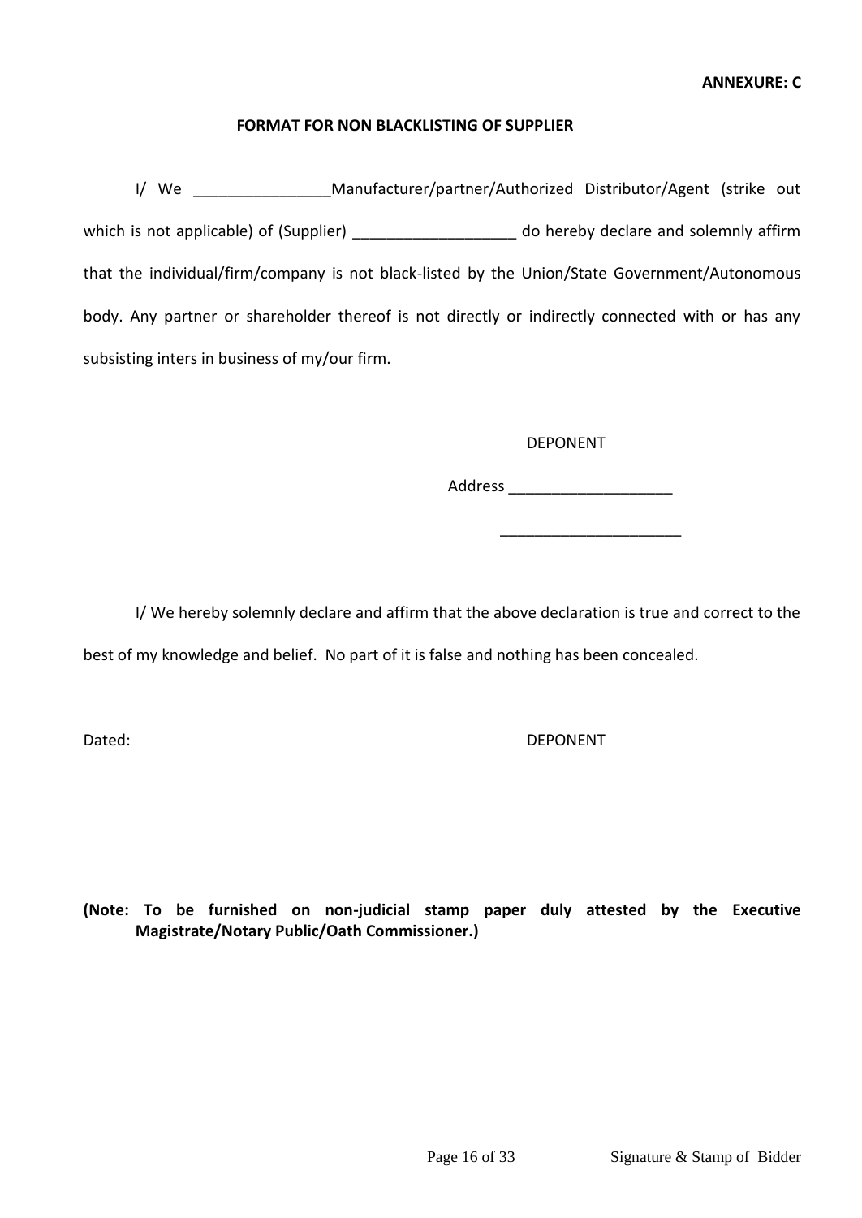**ANNEXURE: C**

**FORMAT FOR NON BLACKLISTING OF SUPPLIER**

I/ We ________________Manufacturer/partner/Authorized Distributor/Agent (strike out which is not applicable) of (Supplier) ___________________ do hereby declare and solemnly affirm that the individual/firm/company is not black-listed by the Union/State Government/Autonomous body. Any partner or shareholder thereof is not directly or indirectly connected with or has any subsisting inters in business of my/our firm.

DEPONENT

Address ___________________

_____________________

I/ We hereby solemnly declare and affirm that the above declaration is true and correct to the best of my knowledge and belief. No part of it is false and nothing has been concealed.

Dated: DEPONENT

**(Note: To be furnished on non-judicial stamp paper duly attested by the Executive Magistrate/Notary Public/Oath Commissioner.)**

Signature & Stamp of Bidder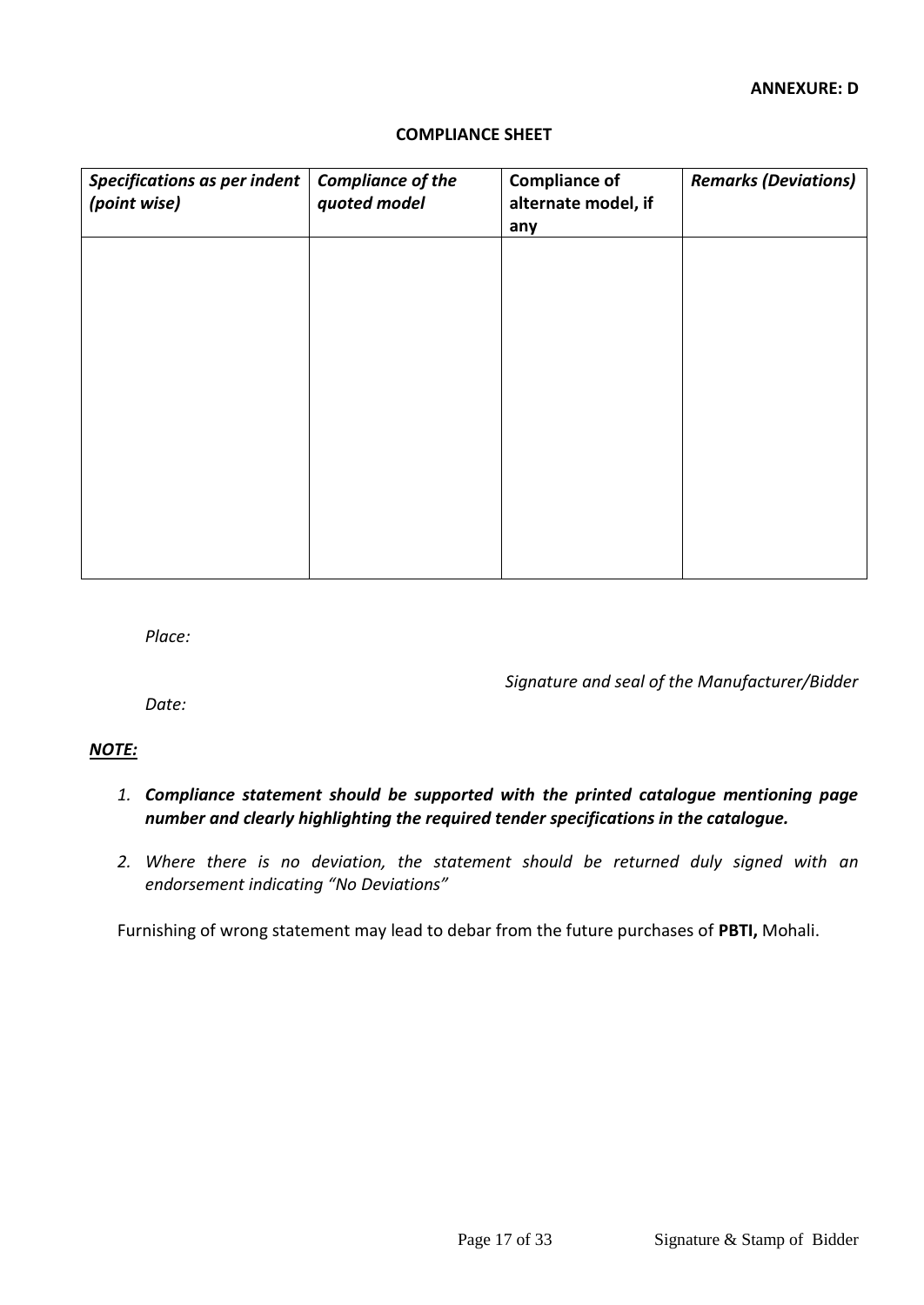**ANNEXURE: D**

**COMPLIANCE SHEET**

| ***Specifications as per indent (point wise)*** | ***Compliance of the quoted model*** | **Compliance of alternate model, if any** | ***Remarks (Deviations)*** |
|---|---|---|---|
| | | | |

*Place:*

*Signature and seal of the Manufacturer/Bidder*

*Date:*

***NOTE:***

1. ***Compliance statement should be supported with the printed catalogue mentioning page number and clearly highlighting the required tender specifications in the catalogue.***
2. *Where there is no deviation, the statement should be returned duly signed with an endorsement indicating "No Deviations"*

Furnishing of wrong statement may lead to debar from the future purchases of **PBTI,** Mohali.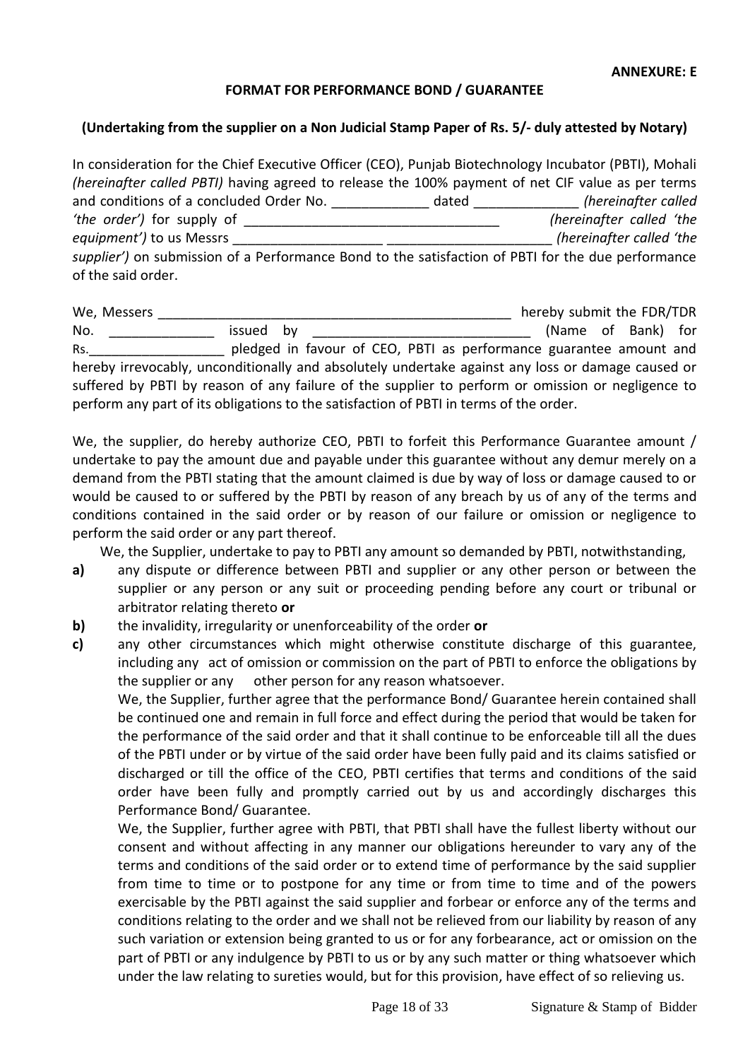**ANNEXURE: E**

## FORMAT FOR PERFORMANCE BOND / GUARANTEE

**(Undertaking from the supplier on a Non Judicial Stamp Paper of Rs. 5/- duly attested by Notary)**

In consideration for the Chief Executive Officer (CEO), Punjab Biotechnology Incubator (PBTI), Mohali *(hereinafter called PBTI)* having agreed to release the 100% payment of net CIF value as per terms and conditions of a concluded Order No. _____________ dated ______________ *(hereinafter called 'the order')* for supply of __________________________________ *(hereinafter called 'the equipment')* to us Messrs ____________________ ______________________ *(hereinafter called 'the supplier')* on submission of a Performance Bond to the satisfaction of PBTI for the due performance of the said order.

We, Messers _________________________________________________ hereby submit the FDR/TDR No. ______________ issued by _____________________________ (Name of Bank) for Rs.__________________ pledged in favour of CEO, PBTI as performance guarantee amount and hereby irrevocably, unconditionally and absolutely undertake against any loss or damage caused or suffered by PBTI by reason of any failure of the supplier to perform or omission or negligence to perform any part of its obligations to the satisfaction of PBTI in terms of the order.

We, the supplier, do hereby authorize CEO, PBTI to forfeit this Performance Guarantee amount / undertake to pay the amount due and payable under this guarantee without any demur merely on a demand from the PBTI stating that the amount claimed is due by way of loss or damage caused to or would be caused to or suffered by the PBTI by reason of any breach by us of any of the terms and conditions contained in the said order or by reason of our failure or omission or negligence to perform the said order or any part thereof.

We, the Supplier, undertake to pay to PBTI any amount so demanded by PBTI, notwithstanding,

**a)** any dispute or difference between PBTI and supplier or any other person or between the supplier or any person or any suit or proceeding pending before any court or tribunal or arbitrator relating thereto **or**

**b)** the invalidity, irregularity or unenforceability of the order **or**

**c)** any other circumstances which might otherwise constitute discharge of this guarantee, including any act of omission or commission on the part of PBTI to enforce the obligations by the supplier or any other person for any reason whatsoever.

We, the Supplier, further agree that the performance Bond/ Guarantee herein contained shall be continued one and remain in full force and effect during the period that would be taken for the performance of the said order and that it shall continue to be enforceable till all the dues of the PBTI under or by virtue of the said order have been fully paid and its claims satisfied or discharged or till the office of the CEO, PBTI certifies that terms and conditions of the said order have been fully and promptly carried out by us and accordingly discharges this Performance Bond/ Guarantee.

We, the Supplier, further agree with PBTI, that PBTI shall have the fullest liberty without our consent and without affecting in any manner our obligations hereunder to vary any of the terms and conditions of the said order or to extend time of performance by the said supplier from time to time or to postpone for any time or from time to time and of the powers exercisable by the PBTI against the said supplier and forbear or enforce any of the terms and conditions relating to the order and we shall not be relieved from our liability by reason of any such variation or extension being granted to us or for any forbearance, act or omission on the part of PBTI or any indulgence by PBTI to us or by any such matter or thing whatsoever which under the law relating to sureties would, but for this provision, have effect of so relieving us.

Signature & Stamp of Bidder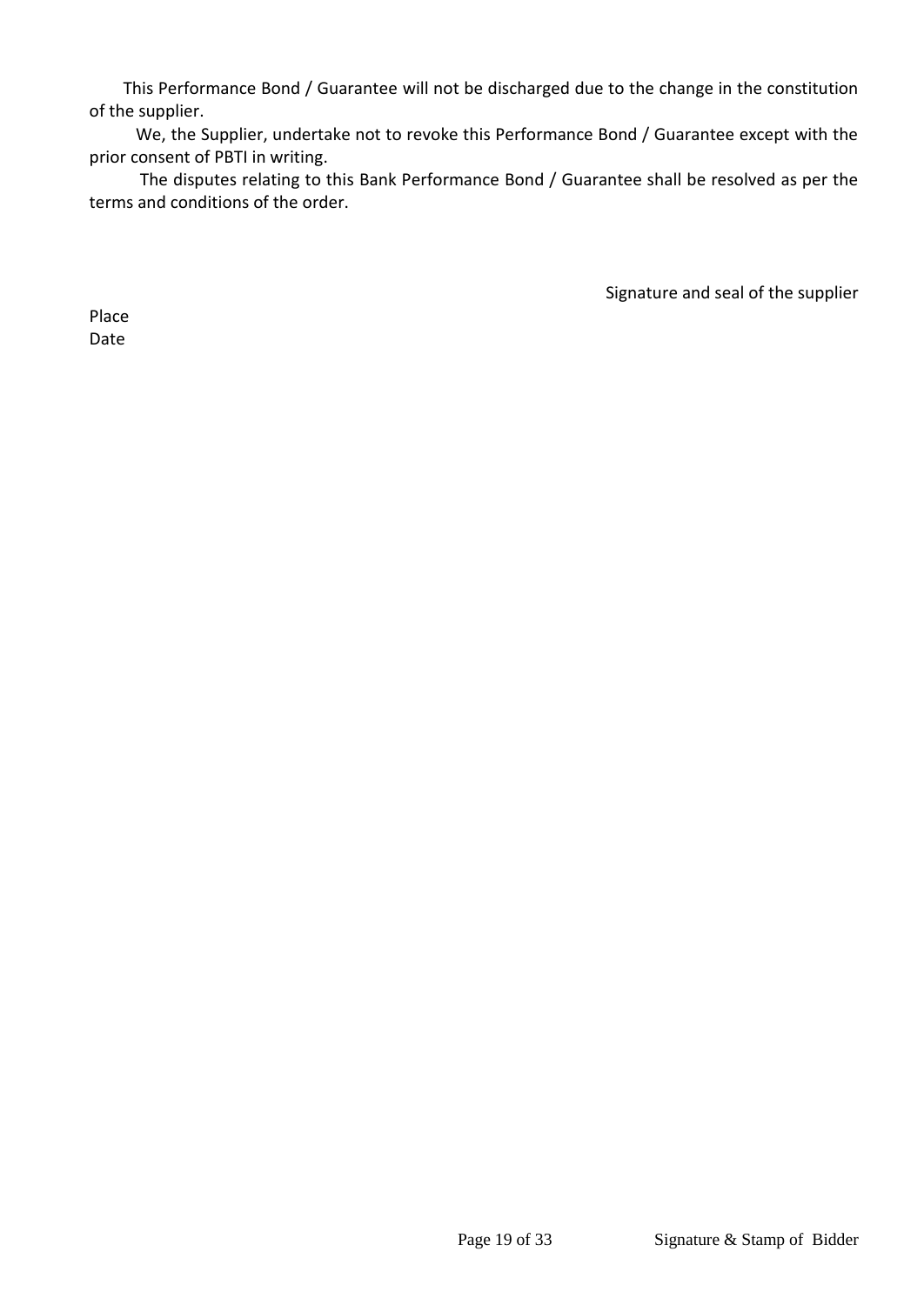This Performance Bond / Guarantee will not be discharged due to the change in the constitution of the supplier.

We, the Supplier, undertake not to revoke this Performance Bond / Guarantee except with the prior consent of PBTI in writing.

The disputes relating to this Bank Performance Bond / Guarantee shall be resolved as per the terms and conditions of the order.

Signature and seal of the supplier

Place
Date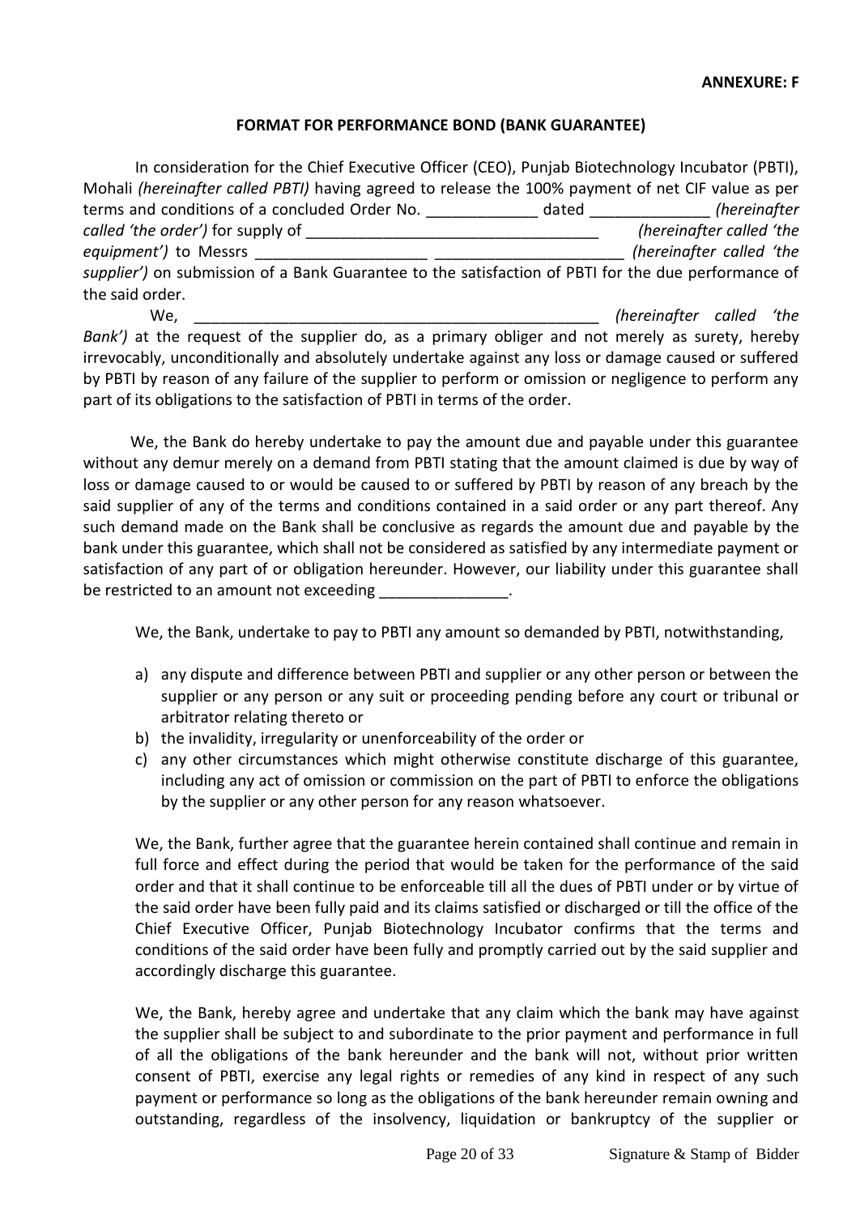**ANNEXURE: F**

## FORMAT FOR PERFORMANCE BOND (BANK GUARANTEE)

In consideration for the Chief Executive Officer (CEO), Punjab Biotechnology Incubator (PBTI), Mohali *(hereinafter called PBTI)* having agreed to release the 100% payment of net CIF value as per terms and conditions of a concluded Order No. _____________ dated ______________ *(hereinafter called 'the order')* for supply of __________________________________ *(hereinafter called 'the equipment')* to Messrs ____________________ ______________________ *(hereinafter called 'the supplier')* on submission of a Bank Guarantee to the satisfaction of PBTI for the due performance of the said order.

We, ________________________________________________ *(hereinafter called 'the Bank')* at the request of the supplier do, as a primary obliger and not merely as surety, hereby irrevocably, unconditionally and absolutely undertake against any loss or damage caused or suffered by PBTI by reason of any failure of the supplier to perform or omission or negligence to perform any part of its obligations to the satisfaction of PBTI in terms of the order.

We, the Bank do hereby undertake to pay the amount due and payable under this guarantee without any demur merely on a demand from PBTI stating that the amount claimed is due by way of loss or damage caused to or would be caused to or suffered by PBTI by reason of any breach by the said supplier of any of the terms and conditions contained in a said order or any part thereof. Any such demand made on the Bank shall be conclusive as regards the amount due and payable by the bank under this guarantee, which shall not be considered as satisfied by any intermediate payment or satisfaction of any part of or obligation hereunder. However, our liability under this guarantee shall be restricted to an amount not exceeding _______________.

We, the Bank, undertake to pay to PBTI any amount so demanded by PBTI, notwithstanding,

a) any dispute and difference between PBTI and supplier or any other person or between the supplier or any person or any suit or proceeding pending before any court or tribunal or arbitrator relating thereto or
b) the invalidity, irregularity or unenforceability of the order or
c) any other circumstances which might otherwise constitute discharge of this guarantee, including any act of omission or commission on the part of PBTI to enforce the obligations by the supplier or any other person for any reason whatsoever.

We, the Bank, further agree that the guarantee herein contained shall continue and remain in full force and effect during the period that would be taken for the performance of the said order and that it shall continue to be enforceable till all the dues of PBTI under or by virtue of the said order have been fully paid and its claims satisfied or discharged or till the office of the Chief Executive Officer, Punjab Biotechnology Incubator confirms that the terms and conditions of the said order have been fully and promptly carried out by the said supplier and accordingly discharge this guarantee.

We, the Bank, hereby agree and undertake that any claim which the bank may have against the supplier shall be subject to and subordinate to the prior payment and performance in full of all the obligations of the bank hereunder and the bank will not, without prior written consent of PBTI, exercise any legal rights or remedies of any kind in respect of any such payment or performance so long as the obligations of the bank hereunder remain owning and outstanding, regardless of the insolvency, liquidation or bankruptcy of the supplier or

Signature & Stamp of Bidder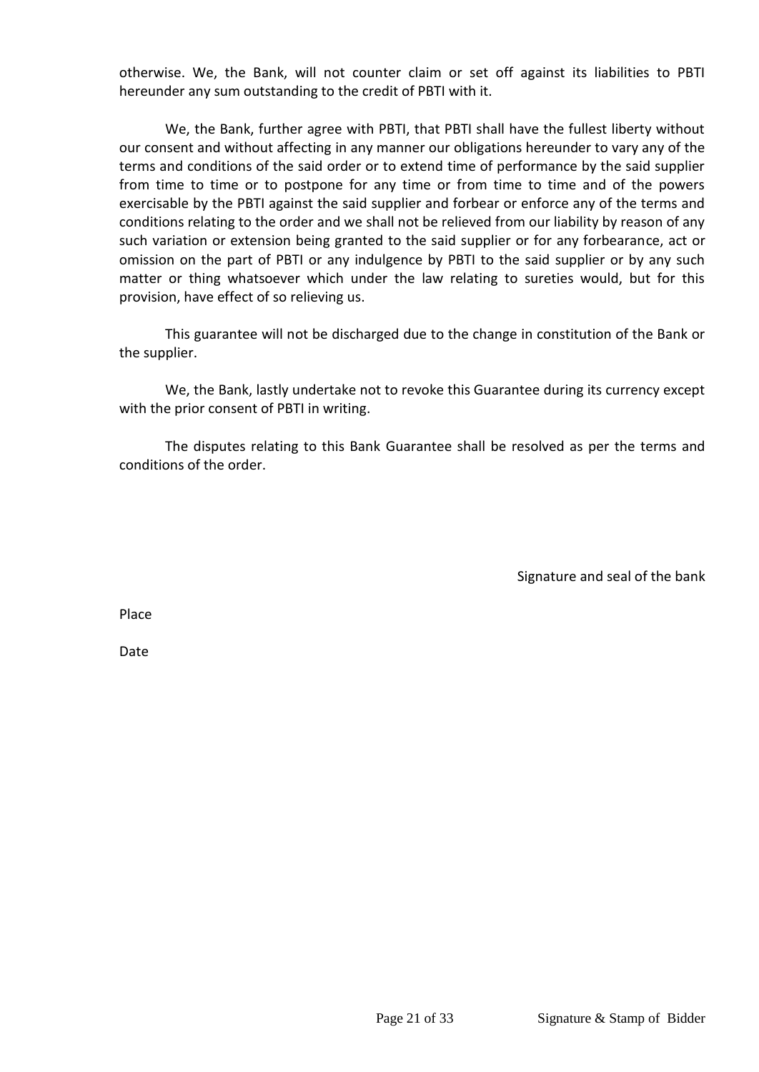otherwise. We, the Bank, will not counter claim or set off against its liabilities to PBTI hereunder any sum outstanding to the credit of PBTI with it.

We, the Bank, further agree with PBTI, that PBTI shall have the fullest liberty without our consent and without affecting in any manner our obligations hereunder to vary any of the terms and conditions of the said order or to extend time of performance by the said supplier from time to time or to postpone for any time or from time to time and of the powers exercisable by the PBTI against the said supplier and forbear or enforce any of the terms and conditions relating to the order and we shall not be relieved from our liability by reason of any such variation or extension being granted to the said supplier or for any forbearance, act or omission on the part of PBTI or any indulgence by PBTI to the said supplier or by any such matter or thing whatsoever which under the law relating to sureties would, but for this provision, have effect of so relieving us.

This guarantee will not be discharged due to the change in constitution of the Bank or the supplier.

We, the Bank, lastly undertake not to revoke this Guarantee during its currency except with the prior consent of PBTI in writing.

The disputes relating to this Bank Guarantee shall be resolved as per the terms and conditions of the order.

Signature and seal of the bank

Place

Date

Signature & Stamp of Bidder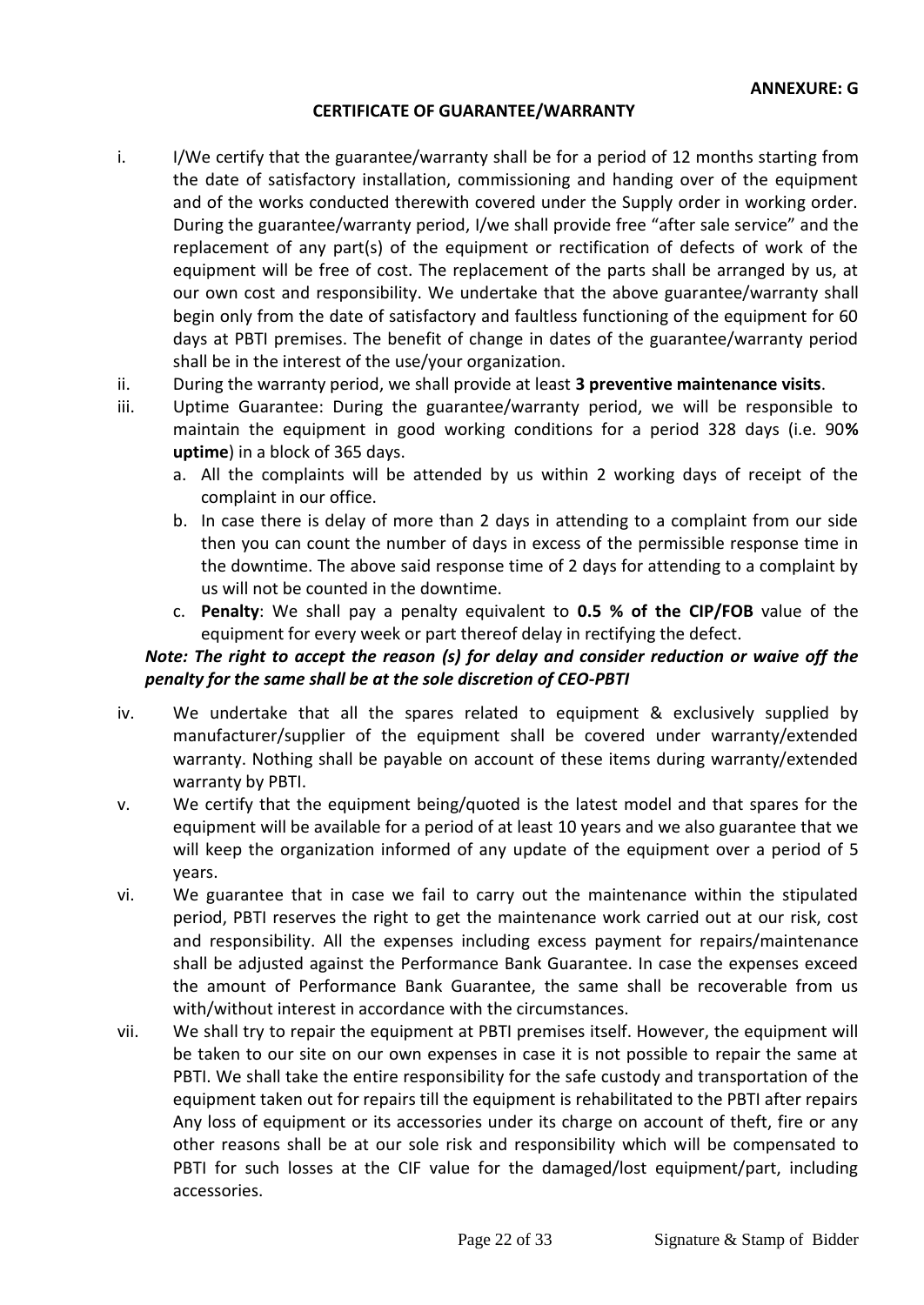**ANNEXURE: G**

## CERTIFICATE OF GUARANTEE/WARRANTY

i. I/We certify that the guarantee/warranty shall be for a period of 12 months starting from the date of satisfactory installation, commissioning and handing over of the equipment and of the works conducted therewith covered under the Supply order in working order. During the guarantee/warranty period, I/we shall provide free "after sale service" and the replacement of any part(s) of the equipment or rectification of defects of work of the equipment will be free of cost. The replacement of the parts shall be arranged by us, at our own cost and responsibility. We undertake that the above guarantee/warranty shall begin only from the date of satisfactory and faultless functioning of the equipment for 60 days at PBTI premises. The benefit of change in dates of the guarantee/warranty period shall be in the interest of the use/your organization.

ii. During the warranty period, we shall provide at least **3 preventive maintenance visits**.

iii. Uptime Guarantee: During the guarantee/warranty period, we will be responsible to maintain the equipment in good working conditions for a period 328 days (i.e. 90**% uptime**) in a block of 365 days.

   a. All the complaints will be attended by us within 2 working days of receipt of the complaint in our office.

   b. In case there is delay of more than 2 days in attending to a complaint from our side then you can count the number of days in excess of the permissible response time in the downtime. The above said response time of 2 days for attending to a complaint by us will not be counted in the downtime.

   c. **Penalty**: We shall pay a penalty equivalent to **0.5 % of the CIP/FOB** value of the equipment for every week or part thereof delay in rectifying the defect.

***Note: The right to accept the reason (s) for delay and consider reduction or waive off the penalty for the same shall be at the sole discretion of CEO-PBTI***

iv. We undertake that all the spares related to equipment & exclusively supplied by manufacturer/supplier of the equipment shall be covered under warranty/extended warranty. Nothing shall be payable on account of these items during warranty/extended warranty by PBTI.

v. We certify that the equipment being/quoted is the latest model and that spares for the equipment will be available for a period of at least 10 years and we also guarantee that we will keep the organization informed of any update of the equipment over a period of 5 years.

vi. We guarantee that in case we fail to carry out the maintenance within the stipulated period, PBTI reserves the right to get the maintenance work carried out at our risk, cost and responsibility. All the expenses including excess payment for repairs/maintenance shall be adjusted against the Performance Bank Guarantee. In case the expenses exceed the amount of Performance Bank Guarantee, the same shall be recoverable from us with/without interest in accordance with the circumstances.

vii. We shall try to repair the equipment at PBTI premises itself. However, the equipment will be taken to our site on our own expenses in case it is not possible to repair the same at PBTI. We shall take the entire responsibility for the safe custody and transportation of the equipment taken out for repairs till the equipment is rehabilitated to the PBTI after repairs Any loss of equipment or its accessories under its charge on account of theft, fire or any other reasons shall be at our sole risk and responsibility which will be compensated to PBTI for such losses at the CIF value for the damaged/lost equipment/part, including accessories.

Signature & Stamp of Bidder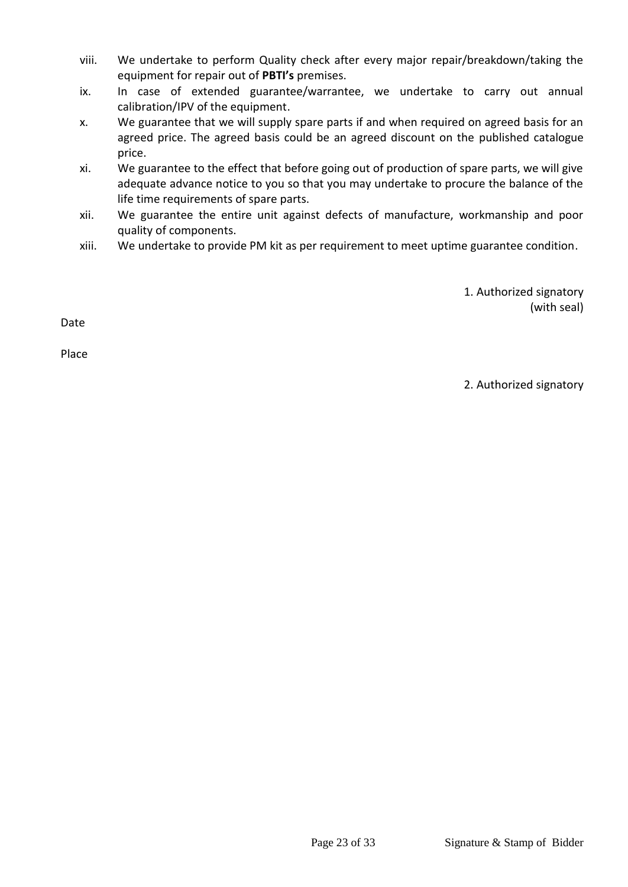viii. We undertake to perform Quality check after every major repair/breakdown/taking the equipment for repair out of **PBTI's** premises.

ix. In case of extended guarantee/warrantee, we undertake to carry out annual calibration/IPV of the equipment.

x. We guarantee that we will supply spare parts if and when required on agreed basis for an agreed price. The agreed basis could be an agreed discount on the published catalogue price.

xi. We guarantee to the effect that before going out of production of spare parts, we will give adequate advance notice to you so that you may undertake to procure the balance of the life time requirements of spare parts.

xii. We guarantee the entire unit against defects of manufacture, workmanship and poor quality of components.

xiii. We undertake to provide PM kit as per requirement to meet uptime guarantee condition.

1. Authorized signatory (with seal)

Date

Place

2. Authorized signatory

Signature & Stamp of Bidder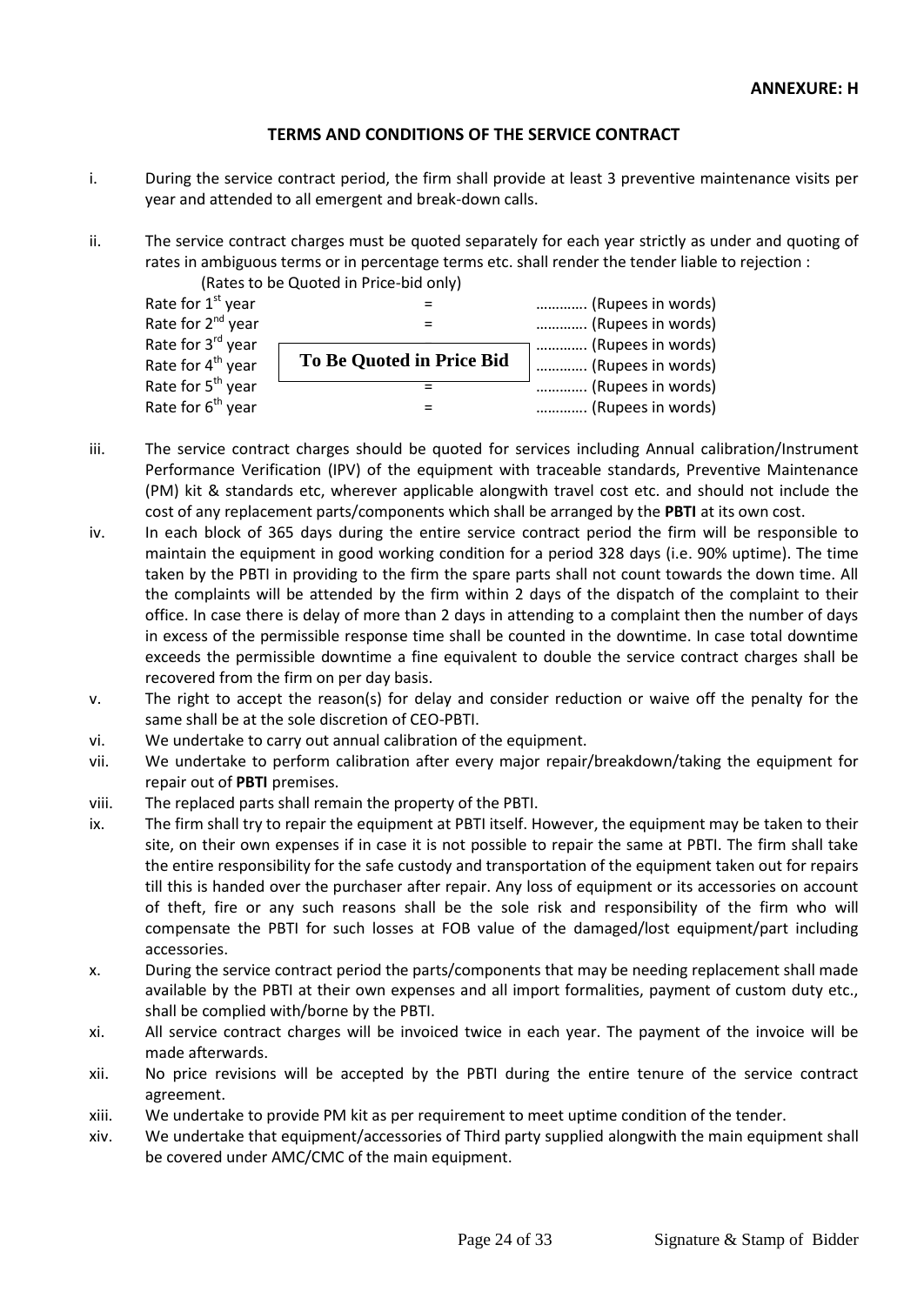**ANNEXURE: H**

## TERMS AND CONDITIONS OF THE SERVICE CONTRACT

i. During the service contract period, the firm shall provide at least 3 preventive maintenance visits per year and attended to all emergent and break-down calls.

ii. The service contract charges must be quoted separately for each year strictly as under and quoting of rates in ambiguous terms or in percentage terms etc. shall render the tender liable to rejection :

(Rates to be Quoted in Price-bid only)

| | | |
|---|---|---|
| Rate for 1[st] year | = | ………… (Rupees in words) |
| Rate for 2[nd] year | = | ………… (Rupees in words) |
| Rate for 3[rd] year | **To Be Quoted in Price Bid** | ………… (Rupees in words) |
| Rate for 4[th] year | | ………… (Rupees in words) |
| Rate for 5[th] year | = | ………… (Rupees in words) |
| Rate for 6[th] year | = | ………… (Rupees in words) |

iii. The service contract charges should be quoted for services including Annual calibration/Instrument Performance Verification (IPV) of the equipment with traceable standards, Preventive Maintenance (PM) kit & standards etc, wherever applicable alongwith travel cost etc. and should not include the cost of any replacement parts/components which shall be arranged by the **PBTI** at its own cost.

iv. In each block of 365 days during the entire service contract period the firm will be responsible to maintain the equipment in good working condition for a period 328 days (i.e. 90% uptime). The time taken by the PBTI in providing to the firm the spare parts shall not count towards the down time. All the complaints will be attended by the firm within 2 days of the dispatch of the complaint to their office. In case there is delay of more than 2 days in attending to a complaint then the number of days in excess of the permissible response time shall be counted in the downtime. In case total downtime exceeds the permissible downtime a fine equivalent to double the service contract charges shall be recovered from the firm on per day basis.

v. The right to accept the reason(s) for delay and consider reduction or waive off the penalty for the same shall be at the sole discretion of CEO-PBTI.

vi. We undertake to carry out annual calibration of the equipment.

vii. We undertake to perform calibration after every major repair/breakdown/taking the equipment for repair out of **PBTI** premises.

viii. The replaced parts shall remain the property of the PBTI.

ix. The firm shall try to repair the equipment at PBTI itself. However, the equipment may be taken to their site, on their own expenses if in case it is not possible to repair the same at PBTI. The firm shall take the entire responsibility for the safe custody and transportation of the equipment taken out for repairs till this is handed over the purchaser after repair. Any loss of equipment or its accessories on account of theft, fire or any such reasons shall be the sole risk and responsibility of the firm who will compensate the PBTI for such losses at FOB value of the damaged/lost equipment/part including accessories.

x. During the service contract period the parts/components that may be needing replacement shall made available by the PBTI at their own expenses and all import formalities, payment of custom duty etc., shall be complied with/borne by the PBTI.

xi. All service contract charges will be invoiced twice in each year. The payment of the invoice will be made afterwards.

xii. No price revisions will be accepted by the PBTI during the entire tenure of the service contract agreement.

xiii. We undertake to provide PM kit as per requirement to meet uptime condition of the tender.

xiv. We undertake that equipment/accessories of Third party supplied alongwith the main equipment shall be covered under AMC/CMC of the main equipment.

Signature & Stamp of Bidder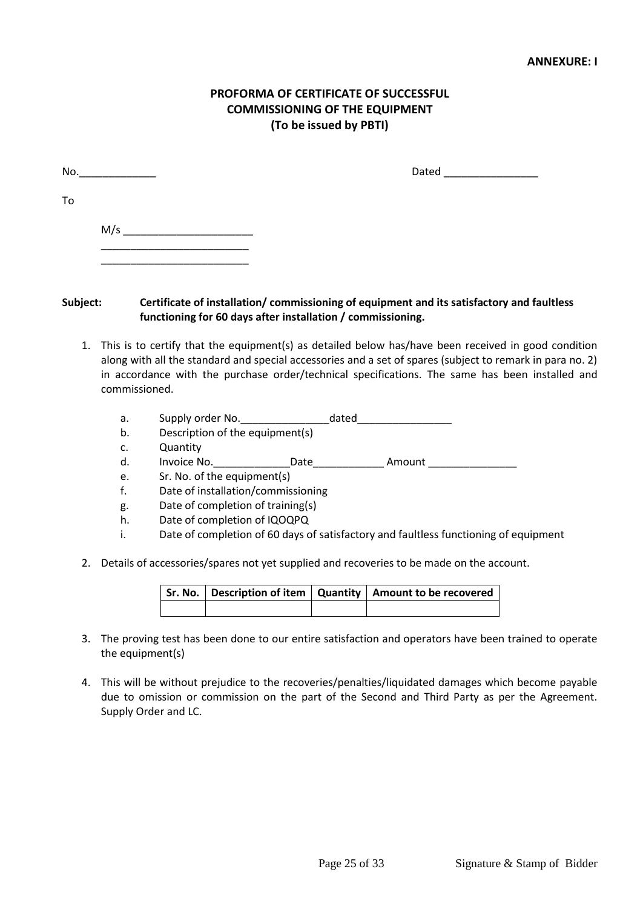**ANNEXURE: I**

## PROFORMA OF CERTIFICATE OF SUCCESSFUL COMMISSIONING OF THE EQUIPMENT
**(To be issued by PBTI)**

No.______________ Dated _________________

To

M/s _______________________
__________________________
__________________________

**Subject:** **Certificate of installation/ commissioning of equipment and its satisfactory and faultless functioning for 60 days after installation / commissioning.**

1. This is to certify that the equipment(s) as detailed below has/have been received in good condition along with all the standard and special accessories and a set of spares (subject to remark in para no. 2) in accordance with the purchase order/technical specifications. The same has been installed and commissioned.

    a. Supply order No.________________dated_________________
    b. Description of the equipment(s)
    c. Quantity
    d. Invoice No.______________Date_____________ Amount ________________
    e. Sr. No. of the equipment(s)
    f. Date of installation/commissioning
    g. Date of completion of training(s)
    h. Date of completion of IQOQPQ
    i. Date of completion of 60 days of satisfactory and faultless functioning of equipment

2. Details of accessories/spares not yet supplied and recoveries to be made on the account.

| Sr. No. | Description of item | Quantity | Amount to be recovered |
|---|---|---|---|
| | | | |

3. The proving test has been done to our entire satisfaction and operators have been trained to operate the equipment(s)

4. This will be without prejudice to the recoveries/penalties/liquidated damages which become payable due to omission or commission on the part of the Second and Third Party as per the Agreement. Supply Order and LC.

Signature & Stamp of Bidder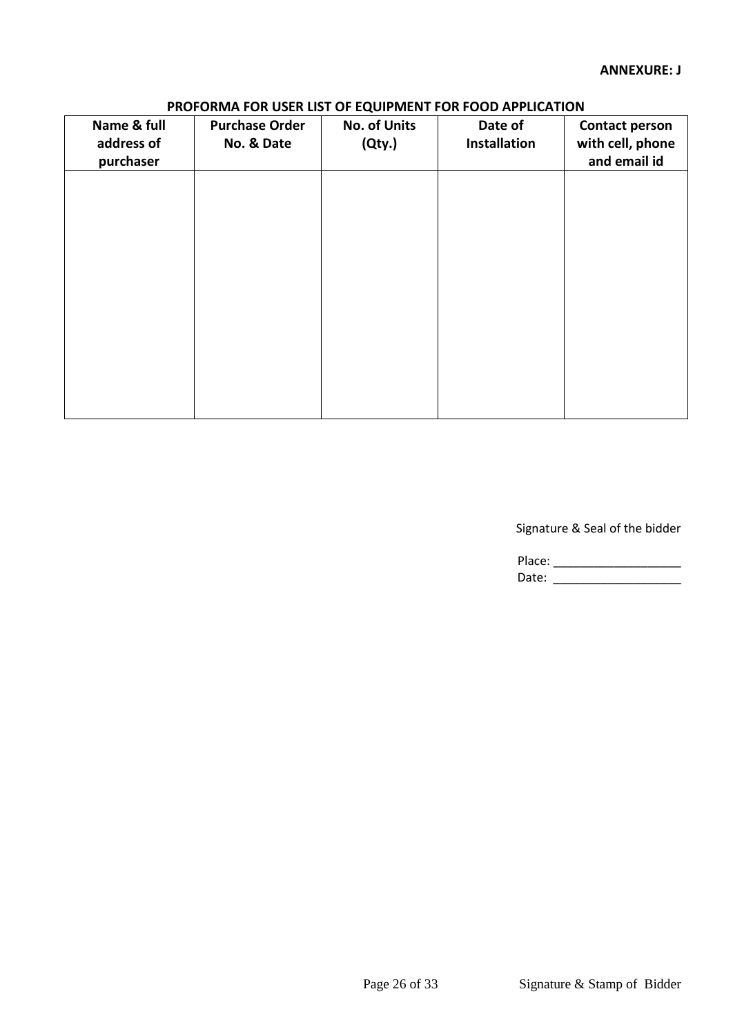**ANNEXURE: J**

## PROFORMA FOR USER LIST OF EQUIPMENT FOR FOOD APPLICATION

| Name & full address of purchaser | Purchase Order No. & Date | No. of Units (Qty.) | Date of Installation | Contact person with cell, phone and email id |
|---|---|---|---|---|
| | | | | |

Signature & Seal of the bidder

Place: ____________________

Date: ____________________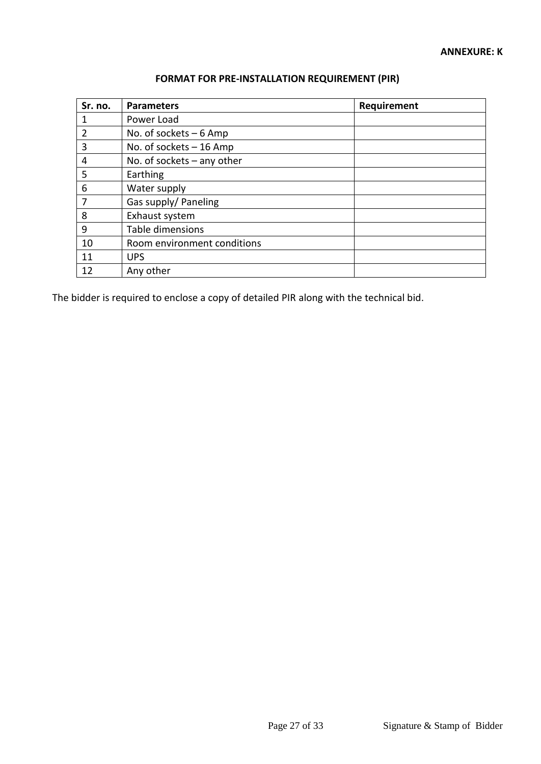**ANNEXURE: K**

## FORMAT FOR PRE-INSTALLATION REQUIREMENT (PIR)

| Sr. no. | Parameters | Requirement |
|---|---|---|
| 1 | Power Load | |
| 2 | No. of sockets – 6 Amp | |
| 3 | No. of sockets – 16 Amp | |
| 4 | No. of sockets – any other | |
| 5 | Earthing | |
| 6 | Water supply | |
| 7 | Gas supply/ Paneling | |
| 8 | Exhaust system | |
| 9 | Table dimensions | |
| 10 | Room environment conditions | |
| 11 | UPS | |
| 12 | Any other | |

The bidder is required to enclose a copy of detailed PIR along with the technical bid.

Signature & Stamp of Bidder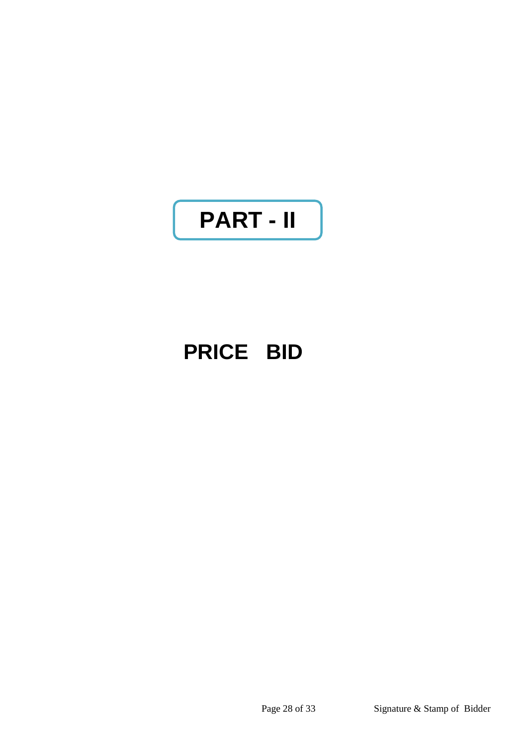# PART - II

# PRICE BID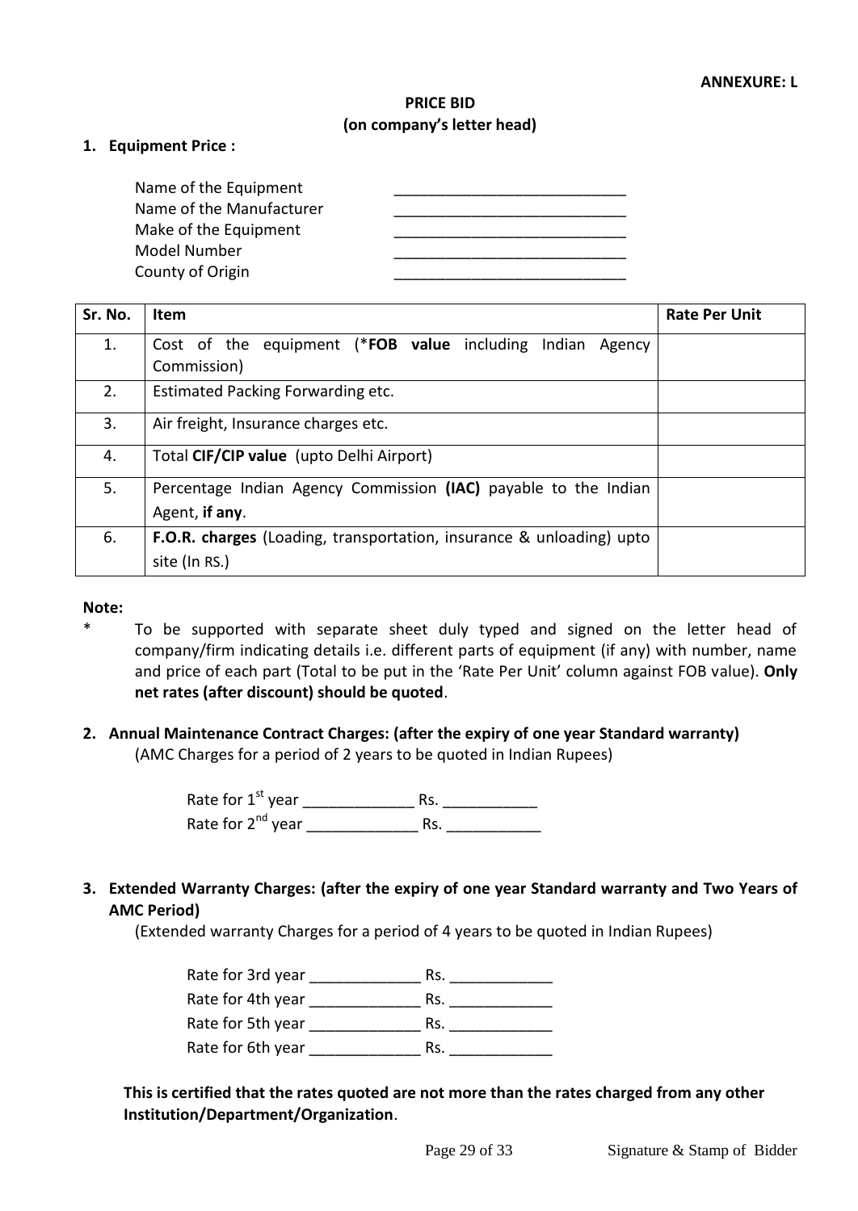**ANNEXURE: L**

**PRICE BID**
**(on company's letter head)**

**1. Equipment Price :**

Name of the Equipment ____________________________
Name of the Manufacturer ____________________________
Make of the Equipment ____________________________
Model Number ____________________________
County of Origin ____________________________

| Sr. No. | Item | Rate Per Unit |
|---|---|---|
| 1. | Cost of the equipment (***FOB value** including Indian Agency Commission) | |
| 2. | Estimated Packing Forwarding etc. | |
| 3. | Air freight, Insurance charges etc. | |
| 4. | Total **CIF/CIP value** (upto Delhi Airport) | |
| 5. | Percentage Indian Agency Commission **(IAC)** payable to the Indian Agent, **if any**. | |
| 6. | **F.O.R. charges** (Loading, transportation, insurance & unloading) upto site (In RS.) | |

**Note:**

\* To be supported with separate sheet duly typed and signed on the letter head of company/firm indicating details i.e. different parts of equipment (if any) with number, name and price of each part (Total to be put in the 'Rate Per Unit' column against FOB value). **Only net rates (after discount) should be quoted**.

**2. Annual Maintenance Contract Charges: (after the expiry of one year Standard warranty)**
(AMC Charges for a period of 2 years to be quoted in Indian Rupees)

Rate for 1st year _____________ Rs. ___________
Rate for 2nd year _____________ Rs. ___________

**3. Extended Warranty Charges: (after the expiry of one year Standard warranty and Two Years of AMC Period)**
(Extended warranty Charges for a period of 4 years to be quoted in Indian Rupees)

Rate for 3rd year _____________ Rs. ____________
Rate for 4th year _____________ Rs. ____________
Rate for 5th year _____________ Rs. ____________
Rate for 6th year _____________ Rs. ____________

**This is certified that the rates quoted are not more than the rates charged from any other Institution/Department/Organization**.

Signature & Stamp of Bidder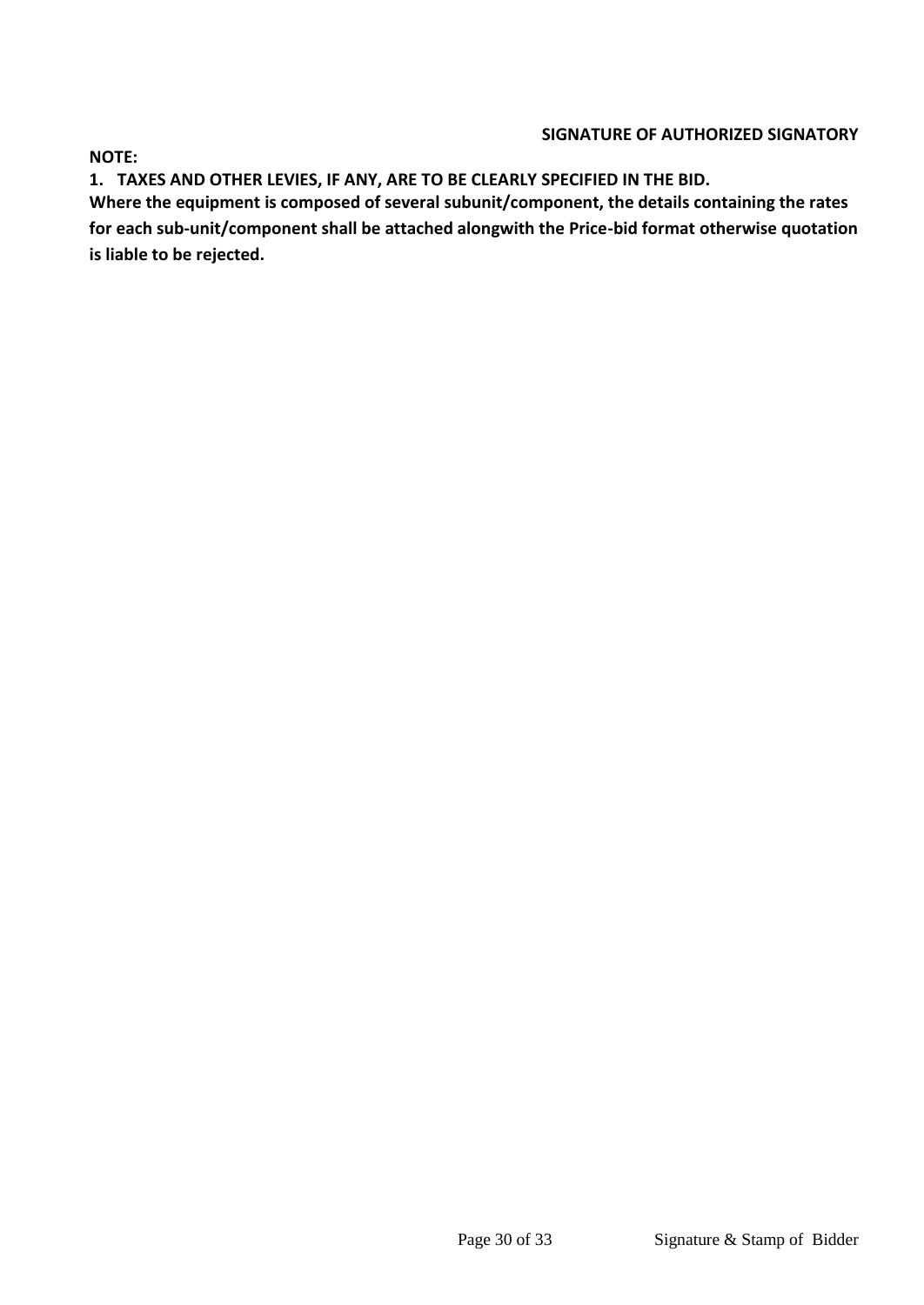**SIGNATURE OF AUTHORIZED SIGNATORY**

**NOTE:**

1. **TAXES AND OTHER LEVIES, IF ANY, ARE TO BE CLEARLY SPECIFIED IN THE BID.**

**Where the equipment is composed of several subunit/component, the details containing the rates for each sub-unit/component shall be attached alongwith the Price-bid format otherwise quotation is liable to be rejected.**

Signature & Stamp of Bidder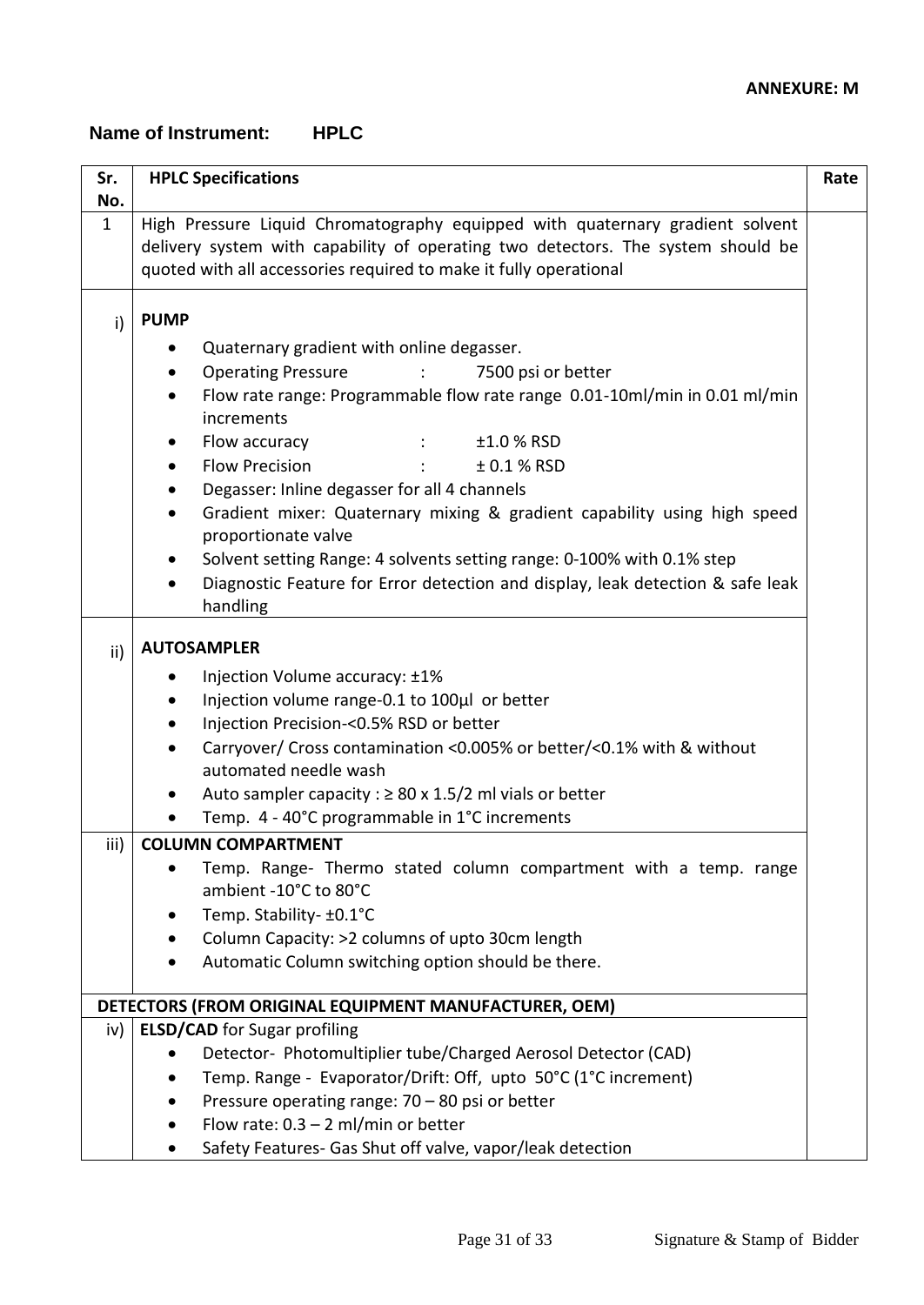**ANNEXURE: M**

**Name of Instrument: HPLC**

| Sr. No. | HPLC Specifications | Rate |
|---|---|---|
| 1 | High Pressure Liquid Chromatography equipped with quaternary gradient solvent delivery system with capability of operating two detectors. The system should be quoted with all accessories required to make it fully operational | |
| i) | **PUMP**<br>• Quaternary gradient with online degasser.<br>• Operating Pressure : 7500 psi or better<br>• Flow rate range: Programmable flow rate range 0.01-10ml/min in 0.01 ml/min increments<br>• Flow accuracy : ±1.0 % RSD<br>• Flow Precision : ± 0.1 % RSD<br>• Degasser: Inline degasser for all 4 channels<br>• Gradient mixer: Quaternary mixing & gradient capability using high speed proportionate valve<br>• Solvent setting Range: 4 solvents setting range: 0-100% with 0.1% step<br>• Diagnostic Feature for Error detection and display, leak detection & safe leak handling | |
| ii) | **AUTOSAMPLER**<br>• Injection Volume accuracy: ±1%<br>• Injection volume range-0.1 to 100µl or better<br>• Injection Precision-<0.5% RSD or better<br>• Carryover/ Cross contamination <0.005% or better/<0.1% with & without automated needle wash<br>• Auto sampler capacity : ≥ 80 x 1.5/2 ml vials or better<br>• Temp. 4 - 40°C programmable in 1°C increments | |
| iii) | **COLUMN COMPARTMENT**<br>• Temp. Range- Thermo stated column compartment with a temp. range ambient -10°C to 80°C<br>• Temp. Stability- ±0.1°C<br>• Column Capacity: >2 columns of upto 30cm length<br>• Automatic Column switching option should be there. | |
| **DETECTORS (FROM ORIGINAL EQUIPMENT MANUFACTURER, OEM)** | | |
| iv) | **ELSD/CAD** for Sugar profiling<br>• Detector- Photomultiplier tube/Charged Aerosol Detector (CAD)<br>• Temp. Range - Evaporator/Drift: Off, upto 50°C (1°C increment)<br>• Pressure operating range: 70 – 80 psi or better<br>• Flow rate: 0.3 – 2 ml/min or better<br>• Safety Features- Gas Shut off valve, vapor/leak detection | |

Signature & Stamp of Bidder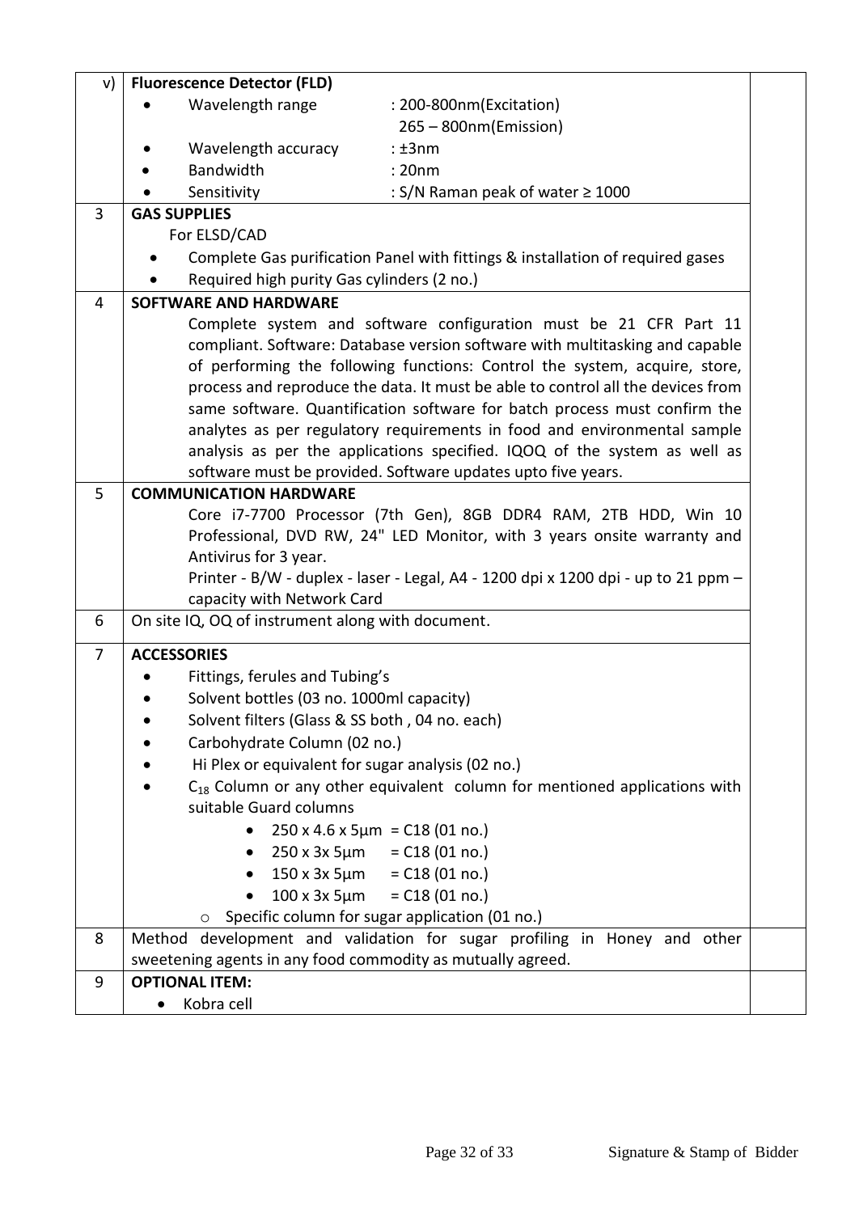| | | |
|---|---|---|
| v) | **Fluorescence Detector (FLD)**<br>• Wavelength range : 200-800nm(Excitation) 265 – 800nm(Emission)<br>• Wavelength accuracy : ±3nm<br>• Bandwidth : 20nm<br>• Sensitivity : S/N Raman peak of water ≥ 1000 | |
| 3 | **GAS SUPPLIES**<br>For ELSD/CAD<br>• Complete Gas purification Panel with fittings & installation of required gases<br>• Required high purity Gas cylinders (2 no.) | |
| 4 | **SOFTWARE AND HARDWARE**<br>Complete system and software configuration must be 21 CFR Part 11 compliant. Software: Database version software with multitasking and capable of performing the following functions: Control the system, acquire, store, process and reproduce the data. It must be able to control all the devices from same software. Quantification software for batch process must confirm the analytes as per regulatory requirements in food and environmental sample analysis as per the applications specified. IQOQ of the system as well as software must be provided. Software updates upto five years. | |
| 5 | **COMMUNICATION HARDWARE**<br>Core i7-7700 Processor (7th Gen), 8GB DDR4 RAM, 2TB HDD, Win 10 Professional, DVD RW, 24" LED Monitor, with 3 years onsite warranty and Antivirus for 3 year.<br>Printer - B/W - duplex - laser - Legal, A4 - 1200 dpi x 1200 dpi - up to 21 ppm – capacity with Network Card | |
| 6 | On site IQ, OQ of instrument along with document. | |
| 7 | **ACCESSORIES**<br>• Fittings, ferules and Tubing's<br>• Solvent bottles (03 no. 1000ml capacity)<br>• Solvent filters (Glass & SS both , 04 no. each)<br>• Carbohydrate Column (02 no.)<br>• Hi Plex or equivalent for sugar analysis (02 no.)<br>• $C_{18}$ Column or any other equivalent column for mentioned applications with suitable Guard columns<br>  • 250 x 4.6 x 5µm = C18 (01 no.)<br>  • 250 x 3x 5µm = C18 (01 no.)<br>  • 150 x 3x 5µm = C18 (01 no.)<br>  • 100 x 3x 5µm = C18 (01 no.)<br>  o Specific column for sugar application (01 no.) | |
| 8 | Method development and validation for sugar profiling in Honey and other sweetening agents in any food commodity as mutually agreed. | |
| 9 | **OPTIONAL ITEM:**<br>• Kobra cell | |

Signature & Stamp of Bidder